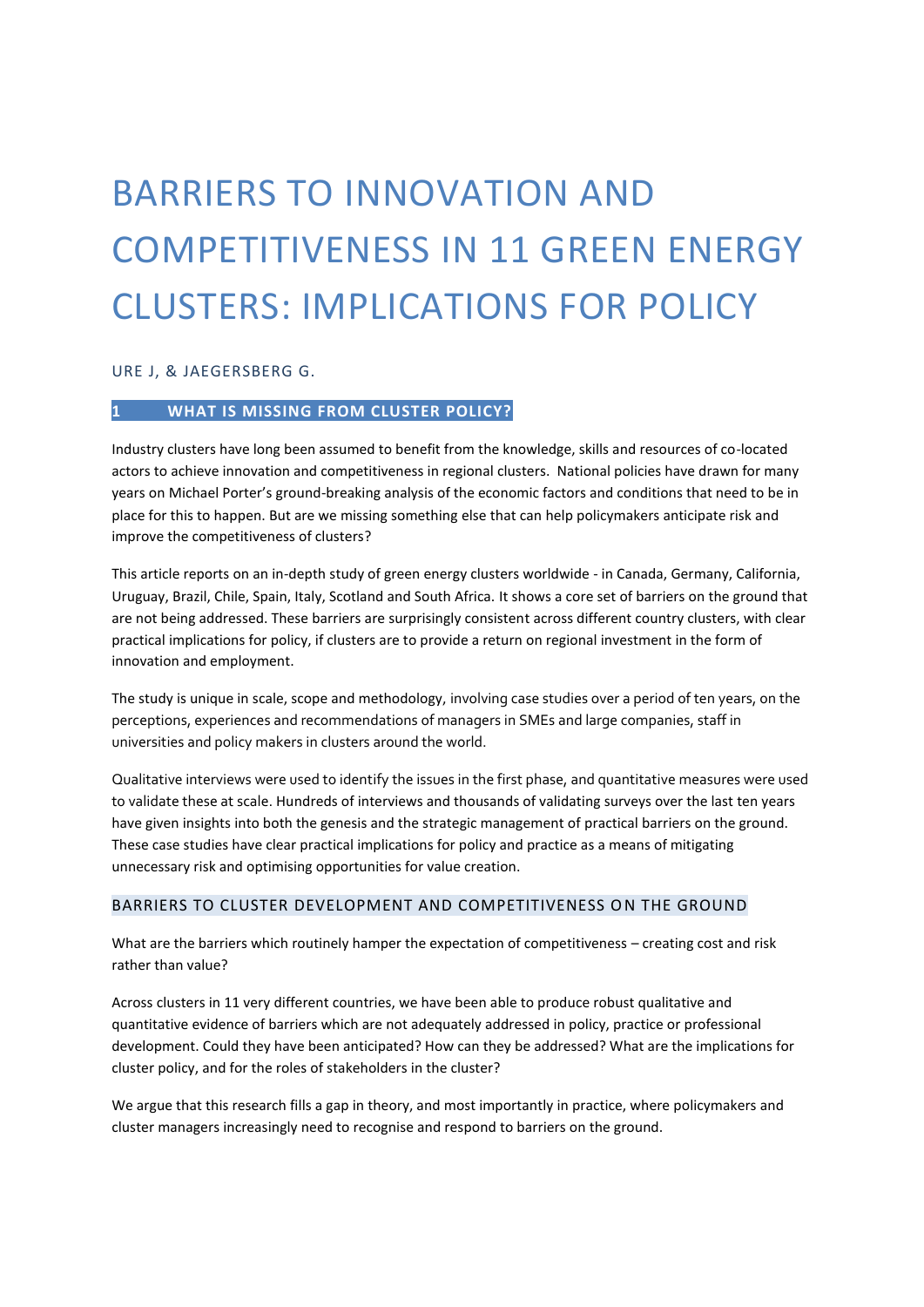# BARRIERS TO INNOVATION AND COMPETITIVENESS IN 11 GREEN ENERGY CLUSTERS: IMPLICATIONS FOR POLICY

URE J, & JAEGERSBERG G.

## 1 WHAT IS MISSING FROM CLUSTER POLICY?

Industry clusters have long been assumed to benefit from the knowledge, skills and resources of co-located actors to achieve innovation and competitiveness in regional clusters. National policies have drawn for many years on Michael Porter's ground-breaking analysis of the economic factors and conditions that need to be in place for this to happen. But are we missing something else that can help policymakers anticipate risk and improve the competitiveness of clusters?

This article reports on an in-depth study of green energy clusters worldwide - in Canada, Germany, California, Uruguay, Brazil, Chile, Spain, Italy, Scotland and South Africa. It shows a core set of barriers on the ground that are not being addressed. These barriers are surprisingly consistent across different country clusters, with clear practical implications for policy, if clusters are to provide a return on regional investment in the form of innovation and employment.

The study is unique in scale, scope and methodology, involving case studies over a period of ten years, on the perceptions, experiences and recommendations of managers in SMEs and large companies, staff in universities and policy makers in clusters around the world.

Qualitative interviews were used to identify the issues in the first phase, and quantitative measures were used to validate these at scale. Hundreds of interviews and thousands of validating surveys over the last ten years have given insights into both the genesis and the strategic management of practical barriers on the ground. These case studies have clear practical implications for policy and practice as a means of mitigating unnecessary risk and optimising opportunities for value creation.

### BARRIERS TO CLUSTER DEVELOPMENT AND COMPETITIVENESS ON THE GROUND

What are the barriers which routinely hamper the expectation of competitiveness – creating cost and risk rather than value?

Across clusters in 11 very different countries, we have been able to produce robust qualitative and quantitative evidence of barriers which are not adequately addressed in policy, practice or professional development. Could they have been anticipated? How can they be addressed? What are the implications for cluster policy, and for the roles of stakeholders in the cluster?

We argue that this research fills a gap in theory, and most importantly in practice, where policymakers and cluster managers increasingly need to recognise and respond to barriers on the ground.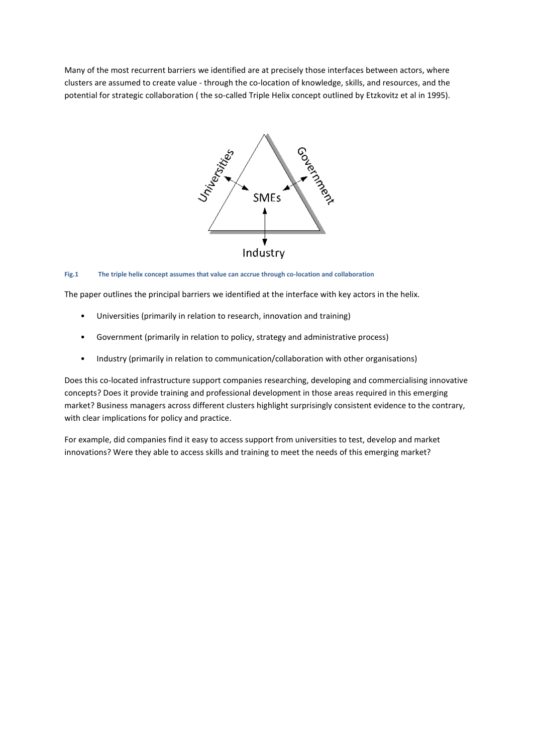Many of the most recurrent barriers we identified are at precisely those interfaces between actors, where clusters are assumed to create value - through the co-location of knowledge, skills, and resources, and the potential for strategic collaboration ( the so-called Triple Helix concept outlined by Etzkovitz et al in 1995).

Universities

Government

SMEs

Industry

**Fig.1 The triple helix concept assumes that value can accrue through co-location and collaboration**

The paper outlines the principal barriers we identified at the interface with key actors in the helix.

- Universities (primarily in relation to research, innovation and training)
- Government (primarily in relation to policy, strategy and administrative process)
- Industry (primarily in relation to communication/collaboration with other organisations)

Does this co-located infrastructure support companies researching, developing and commercialising innovative concepts? Does it provide training and professional development in those areas required in this emerging market? Business managers across different clusters highlight surprisingly consistent evidence to the contrary, with clear implications for policy and practice.

For example, did companies find it easy to access support from universities to test, develop and market innovations? Were they able to access skills and training to meet the needs of this emerging market?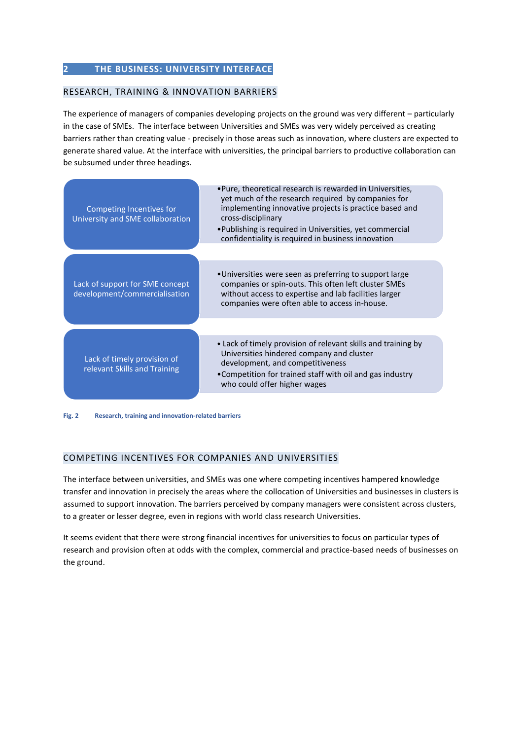## 2 THE BUSINESS: UNIVERSITY INTERFACE

### RESEARCH, TRAINING & INNOVATION BARRIERS

The experience of managers of companies developing projects on the ground was very different – particularly in the case of SMEs. The interface between Universities and SMEs was very widely perceived as creating barriers rather than creating value - precisely in those areas such as innovation, where clusters are expected to generate shared value. At the interface with universities, the principal barriers to productive collaboration can be subsumed under three headings.

| Barrier | Description |
| --- | --- |
| Competing Incentives for University and SME collaboration | • Pure, theoretical research is rewarded in Universities, yet much of the research required by companies for implementing innovative projects is practice based and cross-disciplinary<br>• Publishing is required in Universities, yet commercial confidentiality is required in business innovation |
| Lack of support for SME concept development/commercialisation | • Universities were seen as preferring to support large companies or spin-outs. This often left cluster SMEs without access to expertise and lab facilities larger companies were often able to access in-house. |
| Lack of timely provision of relevant Skills and Training | • Lack of timely provision of relevant skills and training by Universities hindered company and cluster development, and competitiveness<br>• Competition for trained staff with oil and gas industry who could offer higher wages |

**Fig. 2 Research, training and innovation-related barriers**

### COMPETING INCENTIVES FOR COMPANIES AND UNIVERSITIES

The interface between universities, and SMEs was one where competing incentives hampered knowledge transfer and innovation in precisely the areas where the collocation of Universities and businesses in clusters is assumed to support innovation. The barriers perceived by company managers were consistent across clusters, to a greater or lesser degree, even in regions with world class research Universities.

It seems evident that there were strong financial incentives for universities to focus on particular types of research and provision often at odds with the complex, commercial and practice-based needs of businesses on the ground.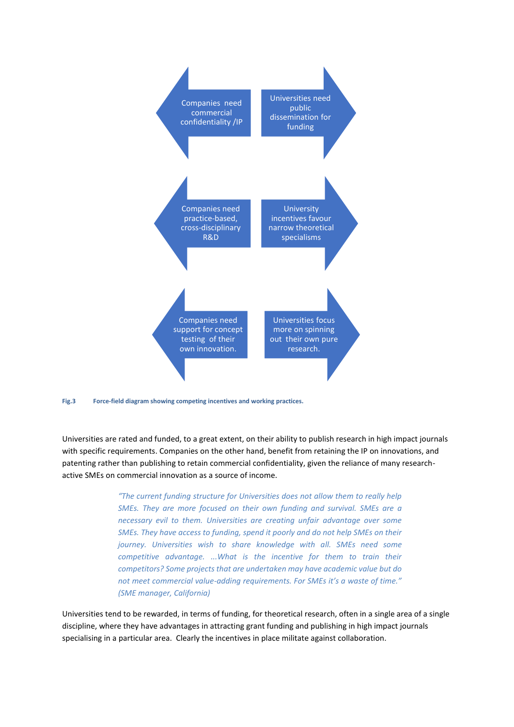Companies need commercial confidentiality /IP

Universities need public dissemination for funding

Companies need practice-based, cross-disciplinary R&D

University incentives favour narrow theoretical specialisms

Companies need support for concept testing of their own innovation.

Universities focus more on spinning out their own pure research.

**Fig.3** **Force-field diagram showing competing incentives and working practices.**

Universities are rated and funded, to a great extent, on their ability to publish research in high impact journals with specific requirements. Companies on the other hand, benefit from retaining the IP on innovations, and patenting rather than publishing to retain commercial confidentiality, given the reliance of many research-active SMEs on commercial innovation as a source of income.

> *"The current funding structure for Universities does not allow them to really help SMEs. They are more focused on their own funding and survival. SMEs are a necessary evil to them. Universities are creating unfair advantage over some SMEs. They have access to funding, spend it poorly and do not help SMEs on their journey. Universities wish to share knowledge with all. SMEs need some competitive advantage. ...What is the incentive for them to train their competitors? Some projects that are undertaken may have academic value but do not meet commercial value-adding requirements. For SMEs it's a waste of time." (SME manager, California)*

Universities tend to be rewarded, in terms of funding, for theoretical research, often in a single area of a single discipline, where they have advantages in attracting grant funding and publishing in high impact journals specialising in a particular area. Clearly the incentives in place militate against collaboration.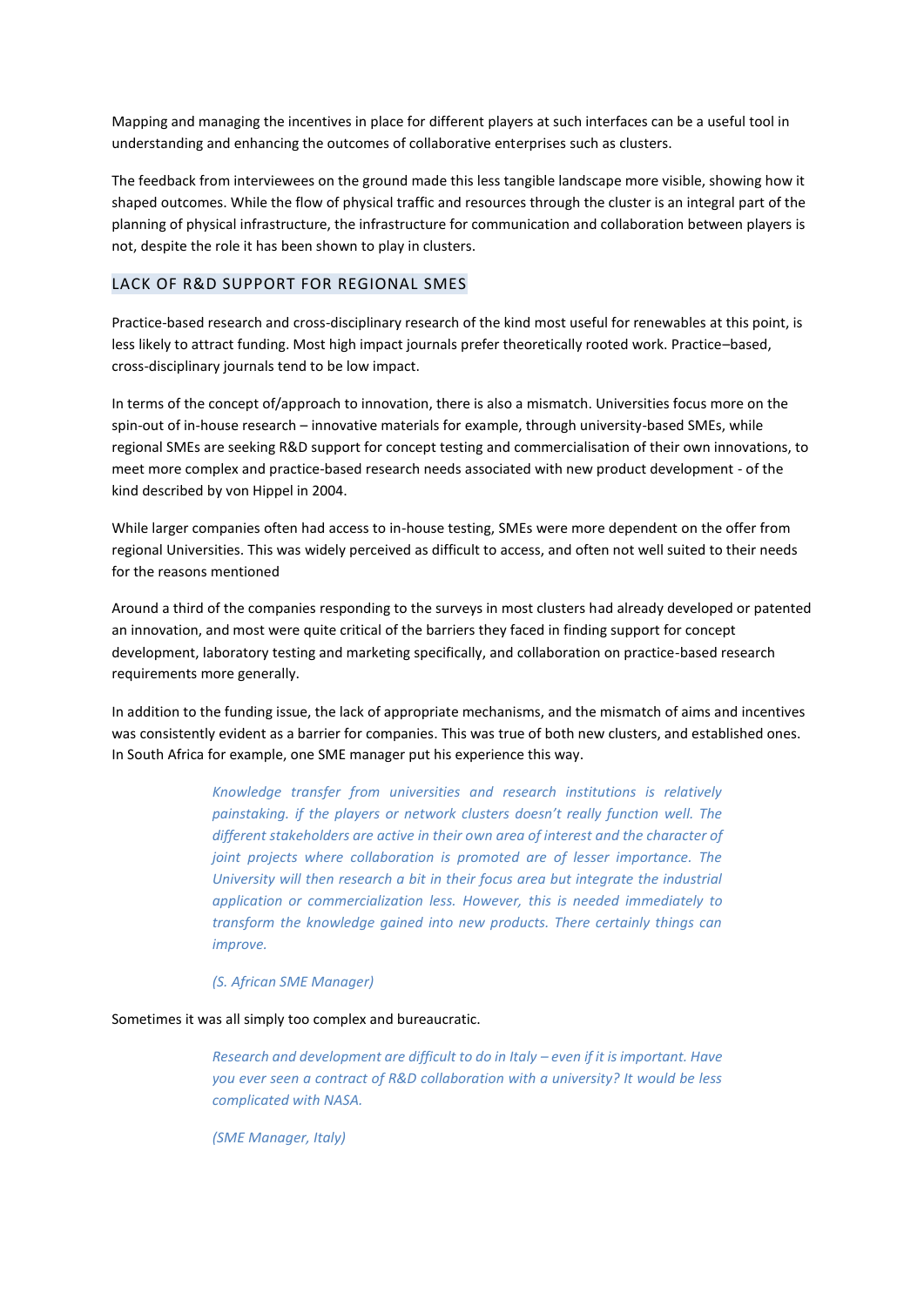Mapping and managing the incentives in place for different players at such interfaces can be a useful tool in understanding and enhancing the outcomes of collaborative enterprises such as clusters.

The feedback from interviewees on the ground made this less tangible landscape more visible, showing how it shaped outcomes. While the flow of physical traffic and resources through the cluster is an integral part of the planning of physical infrastructure, the infrastructure for communication and collaboration between players is not, despite the role it has been shown to play in clusters.

## LACK OF R&D SUPPORT FOR REGIONAL SMES

Practice-based research and cross-disciplinary research of the kind most useful for renewables at this point, is less likely to attract funding. Most high impact journals prefer theoretically rooted work. Practice–based, cross-disciplinary journals tend to be low impact.

In terms of the concept of/approach to innovation, there is also a mismatch. Universities focus more on the spin-out of in-house research – innovative materials for example, through university-based SMEs, while regional SMEs are seeking R&D support for concept testing and commercialisation of their own innovations, to meet more complex and practice-based research needs associated with new product development - of the kind described by von Hippel in 2004.

While larger companies often had access to in-house testing, SMEs were more dependent on the offer from regional Universities. This was widely perceived as difficult to access, and often not well suited to their needs for the reasons mentioned

Around a third of the companies responding to the surveys in most clusters had already developed or patented an innovation, and most were quite critical of the barriers they faced in finding support for concept development, laboratory testing and marketing specifically, and collaboration on practice-based research requirements more generally.

In addition to the funding issue, the lack of appropriate mechanisms, and the mismatch of aims and incentives was consistently evident as a barrier for companies. This was true of both new clusters, and established ones. In South Africa for example, one SME manager put his experience this way.

> *Knowledge transfer from universities and research institutions is relatively painstaking. if the players or network clusters doesn't really function well. The different stakeholders are active in their own area of interest and the character of joint projects where collaboration is promoted are of lesser importance. The University will then research a bit in their focus area but integrate the industrial application or commercialization less. However, this is needed immediately to transform the knowledge gained into new products. There certainly things can improve.*
>
> *(S. African SME Manager)*

Sometimes it was all simply too complex and bureaucratic.

> *Research and development are difficult to do in Italy – even if it is important. Have you ever seen a contract of R&D collaboration with a university? It would be less complicated with NASA.*
>
> *(SME Manager, Italy)*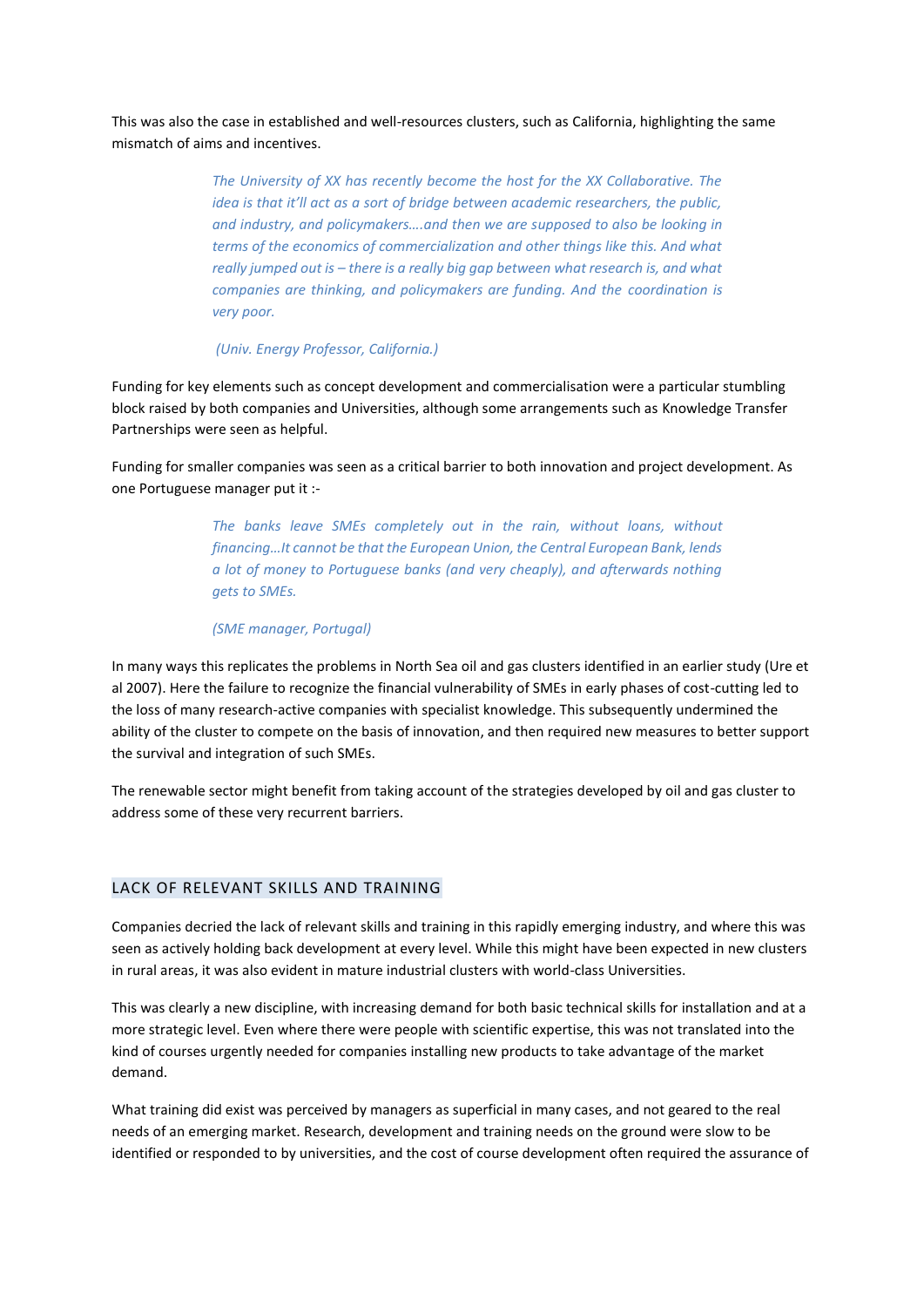This was also the case in established and well-resources clusters, such as California, highlighting the same mismatch of aims and incentives.

> *The University of XX has recently become the host for the XX Collaborative. The idea is that it'll act as a sort of bridge between academic researchers, the public, and industry, and policymakers….and then we are supposed to also be looking in terms of the economics of commercialization and other things like this. And what really jumped out is – there is a really big gap between what research is, and what companies are thinking, and policymakers are funding. And the coordination is very poor.*
>
> *(Univ. Energy Professor, California.)*

Funding for key elements such as concept development and commercialisation were a particular stumbling block raised by both companies and Universities, although some arrangements such as Knowledge Transfer Partnerships were seen as helpful.

Funding for smaller companies was seen as a critical barrier to both innovation and project development. As one Portuguese manager put it :-

> *The banks leave SMEs completely out in the rain, without loans, without financing…It cannot be that the European Union, the Central European Bank, lends a lot of money to Portuguese banks (and very cheaply), and afterwards nothing gets to SMEs.*
>
> *(SME manager, Portugal)*

In many ways this replicates the problems in North Sea oil and gas clusters identified in an earlier study (Ure et al 2007). Here the failure to recognize the financial vulnerability of SMEs in early phases of cost-cutting led to the loss of many research-active companies with specialist knowledge. This subsequently undermined the ability of the cluster to compete on the basis of innovation, and then required new measures to better support the survival and integration of such SMEs.

The renewable sector might benefit from taking account of the strategies developed by oil and gas cluster to address some of these very recurrent barriers.

## LACK OF RELEVANT SKILLS AND TRAINING

Companies decried the lack of relevant skills and training in this rapidly emerging industry, and where this was seen as actively holding back development at every level. While this might have been expected in new clusters in rural areas, it was also evident in mature industrial clusters with world-class Universities.

This was clearly a new discipline, with increasing demand for both basic technical skills for installation and at a more strategic level. Even where there were people with scientific expertise, this was not translated into the kind of courses urgently needed for companies installing new products to take advantage of the market demand.

What training did exist was perceived by managers as superficial in many cases, and not geared to the real needs of an emerging market. Research, development and training needs on the ground were slow to be identified or responded to by universities, and the cost of course development often required the assurance of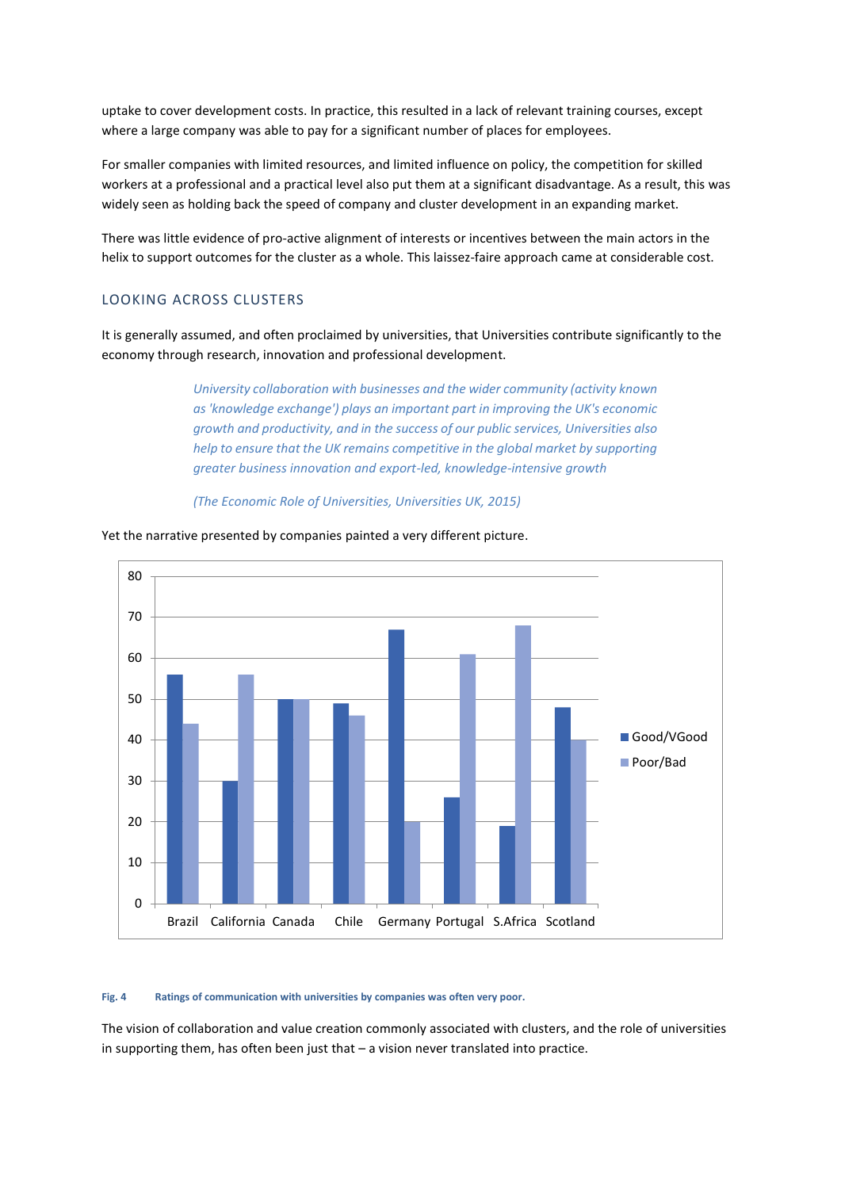uptake to cover development costs. In practice, this resulted in a lack of relevant training courses, except where a large company was able to pay for a significant number of places for employees.

For smaller companies with limited resources, and limited influence on policy, the competition for skilled workers at a professional and a practical level also put them at a significant disadvantage. As a result, this was widely seen as holding back the speed of company and cluster development in an expanding market.

There was little evidence of pro-active alignment of interests or incentives between the main actors in the helix to support outcomes for the cluster as a whole. This laissez-faire approach came at considerable cost.

## LOOKING ACROSS CLUSTERS

It is generally assumed, and often proclaimed by universities, that Universities contribute significantly to the economy through research, innovation and professional development.

> *University collaboration with businesses and the wider community (activity known as 'knowledge exchange') plays an important part in improving the UK's economic growth and productivity, and in the success of our public services, Universities also help to ensure that the UK remains competitive in the global market by supporting greater business innovation and export-led, knowledge-intensive growth*
>
> *(The Economic Role of Universities, Universities UK, 2015)*

Yet the narrative presented by companies painted a very different picture.

| | Good/VGood | Poor/Bad |
|---|---|---|
| Brazil | 56 | 44 |
| California | 30 | 56 |
| Canada | 50 | 50 |
| Chile | 49 | 46 |
| Germany | 67 | 20 |
| Portugal | 26 | 61 |
| S.Africa | 19 | 68 |
| Scotland | 48 | 40 |

**Fig. 4 Ratings of communication with universities by companies was often very poor.**

The vision of collaboration and value creation commonly associated with clusters, and the role of universities in supporting them, has often been just that – a vision never translated into practice.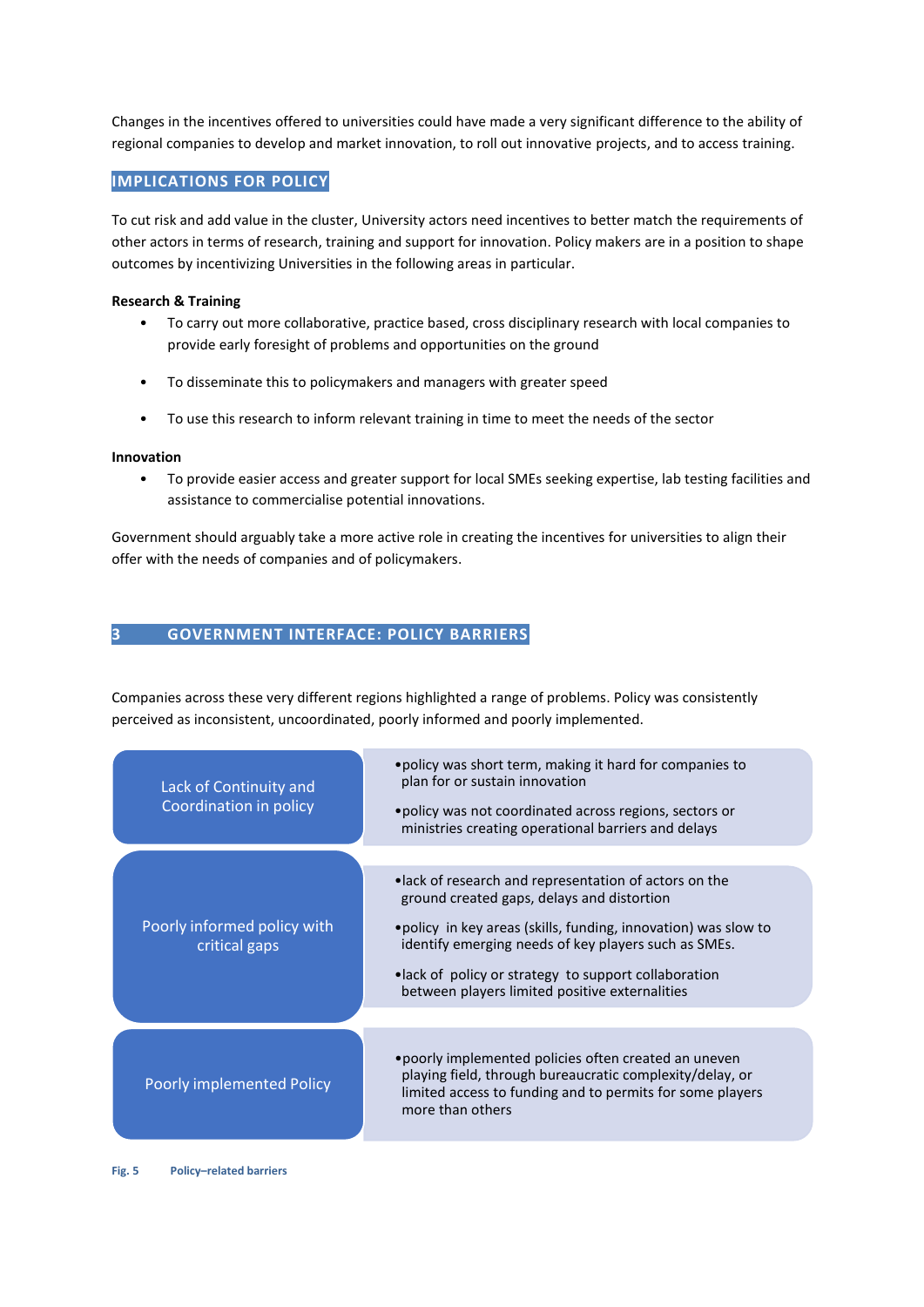Changes in the incentives offered to universities could have made a very significant difference to the ability of regional companies to develop and market innovation, to roll out innovative projects, and to access training.

## IMPLICATIONS FOR POLICY

To cut risk and add value in the cluster, University actors need incentives to better match the requirements of other actors in terms of research, training and support for innovation. Policy makers are in a position to shape outcomes by incentivizing Universities in the following areas in particular.

**Research & Training**

- To carry out more collaborative, practice based, cross disciplinary research with local companies to provide early foresight of problems and opportunities on the ground
- To disseminate this to policymakers and managers with greater speed
- To use this research to inform relevant training in time to meet the needs of the sector

**Innovation**

- To provide easier access and greater support for local SMEs seeking expertise, lab testing facilities and assistance to commercialise potential innovations.

Government should arguably take a more active role in creating the incentives for universities to align their offer with the needs of companies and of policymakers.

# 3 GOVERNMENT INTERFACE: POLICY BARRIERS

Companies across these very different regions highlighted a range of problems. Policy was consistently perceived as inconsistent, uncoordinated, poorly informed and poorly implemented.

| Barrier | Details |
|---|---|
| Lack of Continuity and Coordination in policy | • policy was short term, making it hard for companies to plan for or sustain innovation<br>• policy was not coordinated across regions, sectors or ministries creating operational barriers and delays |
| Poorly informed policy with critical gaps | • lack of research and representation of actors on the ground created gaps, delays and distortion<br>• policy in key areas (skills, funding, innovation) was slow to identify emerging needs of key players such as SMEs.<br>• lack of policy or strategy to support collaboration between players limited positive externalities |
| Poorly implemented Policy | • poorly implemented policies often created an uneven playing field, through bureaucratic complexity/delay, or limited access to funding and to permits for some players more than others |

**Fig. 5 Policy–related barriers**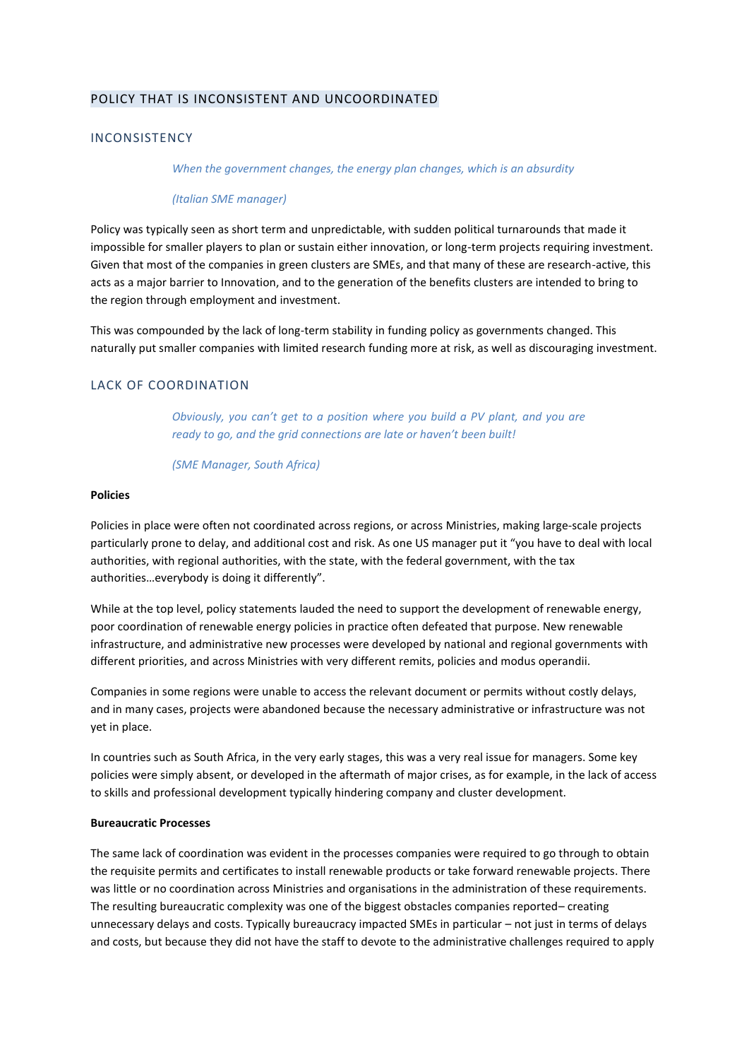## POLICY THAT IS INCONSISTENT AND UNCOORDINATED

### INCONSISTENCY

> *When the government changes, the energy plan changes, which is an absurdity*
>
> *(Italian SME manager)*

Policy was typically seen as short term and unpredictable, with sudden political turnarounds that made it impossible for smaller players to plan or sustain either innovation, or long-term projects requiring investment. Given that most of the companies in green clusters are SMEs, and that many of these are research-active, this acts as a major barrier to Innovation, and to the generation of the benefits clusters are intended to bring to the region through employment and investment.

This was compounded by the lack of long-term stability in funding policy as governments changed. This naturally put smaller companies with limited research funding more at risk, as well as discouraging investment.

### LACK OF COORDINATION

> *Obviously, you can't get to a position where you build a PV plant, and you are ready to go, and the grid connections are late or haven't been built!*
>
> *(SME Manager, South Africa)*

**Policies**

Policies in place were often not coordinated across regions, or across Ministries, making large-scale projects particularly prone to delay, and additional cost and risk. As one US manager put it "you have to deal with local authorities, with regional authorities, with the state, with the federal government, with the tax authorities…everybody is doing it differently".

While at the top level, policy statements lauded the need to support the development of renewable energy, poor coordination of renewable energy policies in practice often defeated that purpose. New renewable infrastructure, and administrative new processes were developed by national and regional governments with different priorities, and across Ministries with very different remits, policies and modus operandii.

Companies in some regions were unable to access the relevant document or permits without costly delays, and in many cases, projects were abandoned because the necessary administrative or infrastructure was not yet in place.

In countries such as South Africa, in the very early stages, this was a very real issue for managers. Some key policies were simply absent, or developed in the aftermath of major crises, as for example, in the lack of access to skills and professional development typically hindering company and cluster development.

**Bureaucratic Processes**

The same lack of coordination was evident in the processes companies were required to go through to obtain the requisite permits and certificates to install renewable products or take forward renewable projects. There was little or no coordination across Ministries and organisations in the administration of these requirements. The resulting bureaucratic complexity was one of the biggest obstacles companies reported– creating unnecessary delays and costs. Typically bureaucracy impacted SMEs in particular – not just in terms of delays and costs, but because they did not have the staff to devote to the administrative challenges required to apply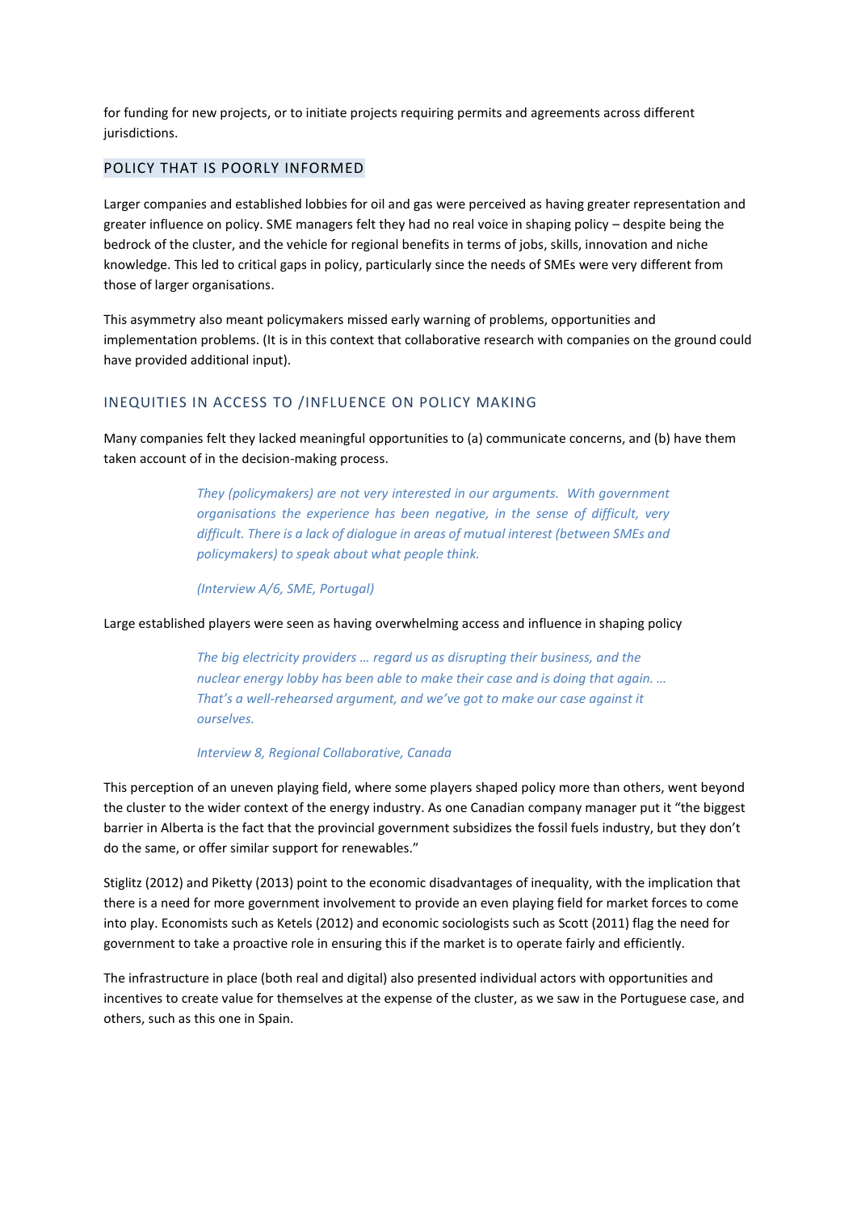for funding for new projects, or to initiate projects requiring permits and agreements across different jurisdictions.

## POLICY THAT IS POORLY INFORMED

Larger companies and established lobbies for oil and gas were perceived as having greater representation and greater influence on policy. SME managers felt they had no real voice in shaping policy – despite being the bedrock of the cluster, and the vehicle for regional benefits in terms of jobs, skills, innovation and niche knowledge. This led to critical gaps in policy, particularly since the needs of SMEs were very different from those of larger organisations.

This asymmetry also meant policymakers missed early warning of problems, opportunities and implementation problems. (It is in this context that collaborative research with companies on the ground could have provided additional input).

## INEQUITIES IN ACCESS TO /INFLUENCE ON POLICY MAKING

Many companies felt they lacked meaningful opportunities to (a) communicate concerns, and (b) have them taken account of in the decision-making process.

> *They (policymakers) are not very interested in our arguments. With government organisations the experience has been negative, in the sense of difficult, very difficult. There is a lack of dialogue in areas of mutual interest (between SMEs and policymakers) to speak about what people think.*
>
> *(Interview A/6, SME, Portugal)*

Large established players were seen as having overwhelming access and influence in shaping policy

> *The big electricity providers … regard us as disrupting their business, and the nuclear energy lobby has been able to make their case and is doing that again. … That's a well-rehearsed argument, and we've got to make our case against it ourselves.*
>
> *Interview 8, Regional Collaborative, Canada*

This perception of an uneven playing field, where some players shaped policy more than others, went beyond the cluster to the wider context of the energy industry. As one Canadian company manager put it "the biggest barrier in Alberta is the fact that the provincial government subsidizes the fossil fuels industry, but they don't do the same, or offer similar support for renewables."

Stiglitz (2012) and Piketty (2013) point to the economic disadvantages of inequality, with the implication that there is a need for more government involvement to provide an even playing field for market forces to come into play. Economists such as Ketels (2012) and economic sociologists such as Scott (2011) flag the need for government to take a proactive role in ensuring this if the market is to operate fairly and efficiently.

The infrastructure in place (both real and digital) also presented individual actors with opportunities and incentives to create value for themselves at the expense of the cluster, as we saw in the Portuguese case, and others, such as this one in Spain.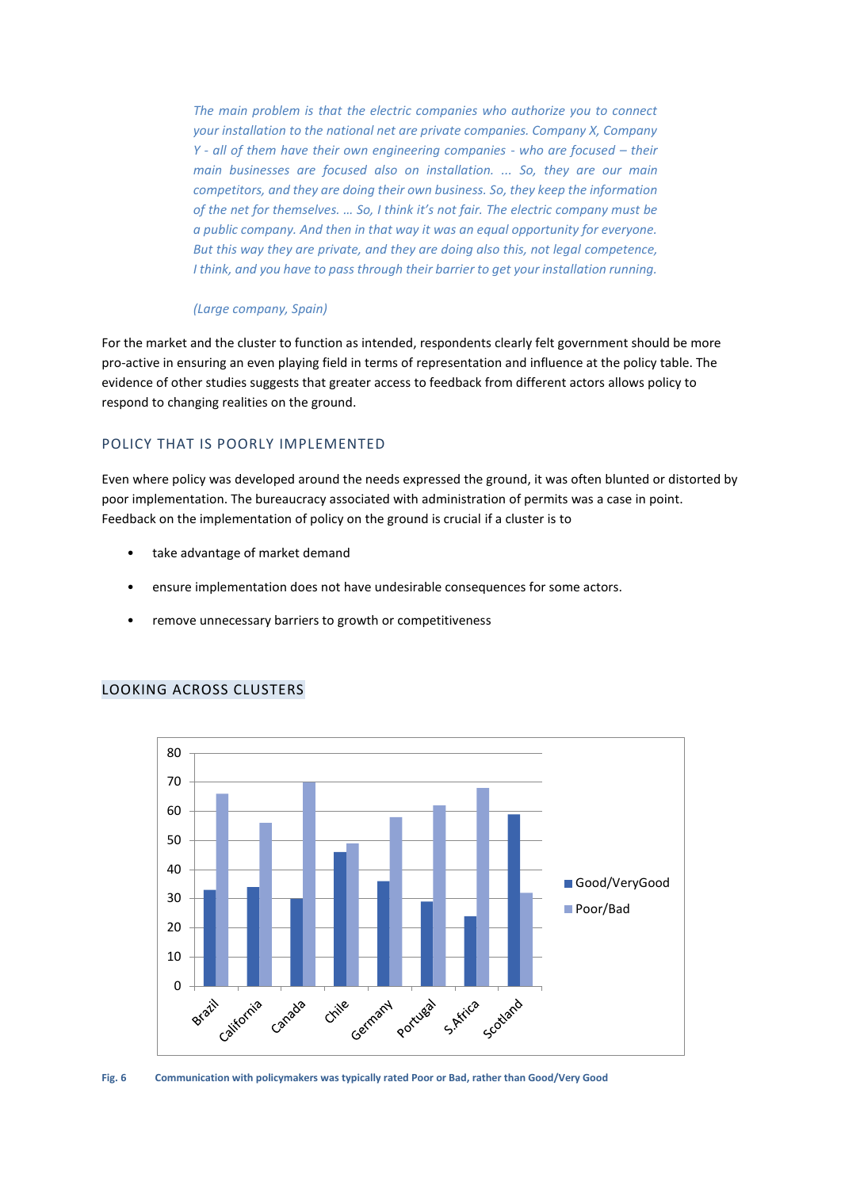*The main problem is that the electric companies who authorize you to connect your installation to the national net are private companies. Company X, Company Y - all of them have their own engineering companies - who are focused – their main businesses are focused also on installation. ... So, they are our main competitors, and they are doing their own business. So, they keep the information of the net for themselves. … So, I think it's not fair. The electric company must be a public company. And then in that way it was an equal opportunity for everyone. But this way they are private, and they are doing also this, not legal competence, I think, and you have to pass through their barrier to get your installation running.*

*(Large company, Spain)*

For the market and the cluster to function as intended, respondents clearly felt government should be more pro-active in ensuring an even playing field in terms of representation and influence at the policy table. The evidence of other studies suggests that greater access to feedback from different actors allows policy to respond to changing realities on the ground.

## POLICY THAT IS POORLY IMPLEMENTED

Even where policy was developed around the needs expressed the ground, it was often blunted or distorted by poor implementation. The bureaucracy associated with administration of permits was a case in point. Feedback on the implementation of policy on the ground is crucial if a cluster is to

- take advantage of market demand
- ensure implementation does not have undesirable consequences for some actors.
- remove unnecessary barriers to growth or competitiveness

## LOOKING ACROSS CLUSTERS

| | Good/VeryGood | Poor/Bad |
|---|---|---|
| Brazil | 33 | 66 |
| California | 34 | 56 |
| Canada | 30 | 70 |
| Chile | 46 | 49 |
| Germany | 36 | 58 |
| Portugal | 29 | 62 |
| S.Africa | 24 | 68 |
| Scotland | 59 | 32 |

**Fig. 6** **Communication with policymakers was typically rated Poor or Bad, rather than Good/Very Good**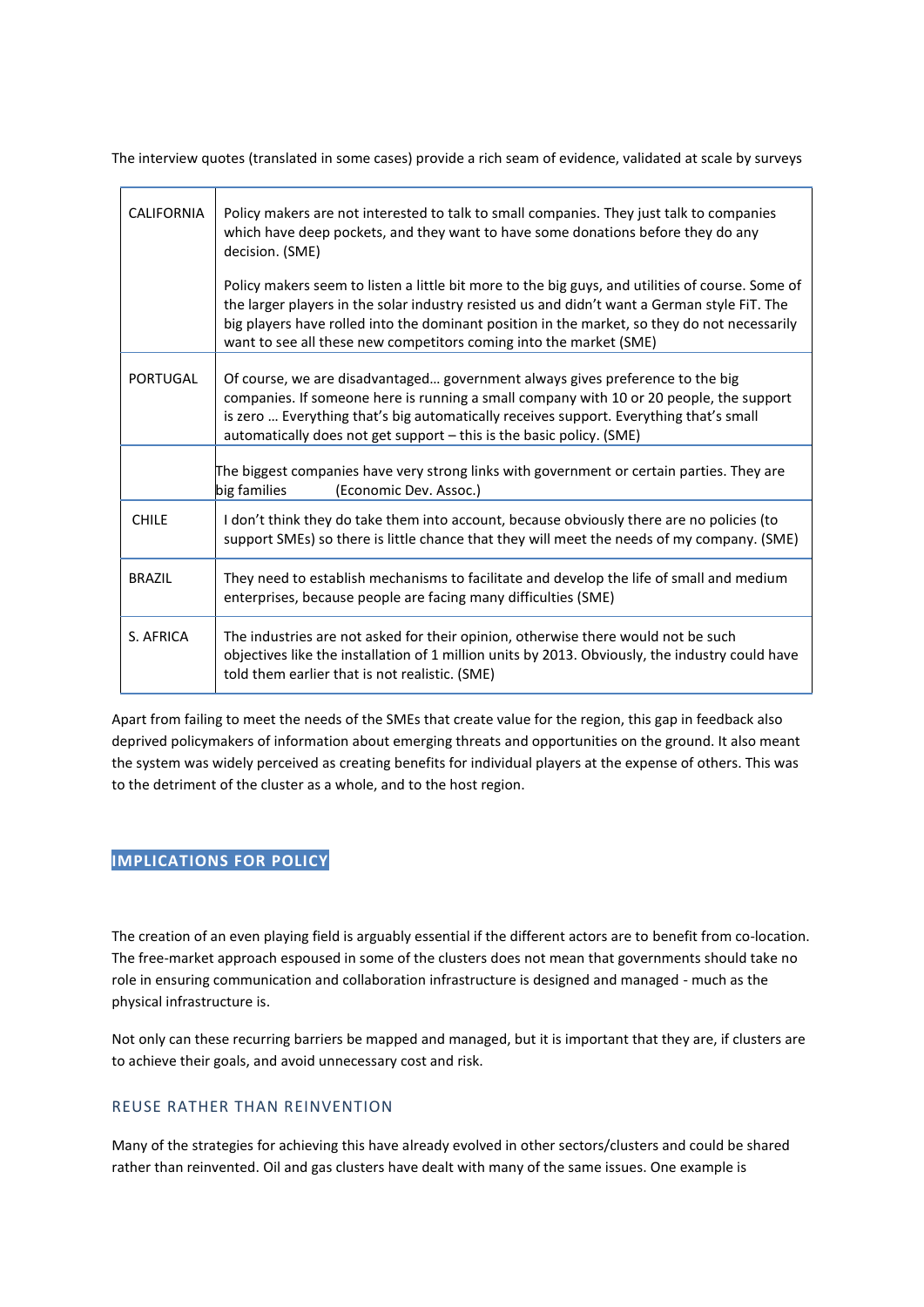The interview quotes (translated in some cases) provide a rich seam of evidence, validated at scale by surveys

| | |
|---|---|
| CALIFORNIA | Policy makers are not interested to talk to small companies. They just talk to companies which have deep pockets, and they want to have some donations before they do any decision. (SME)<br><br>Policy makers seem to listen a little bit more to the big guys, and utilities of course. Some of the larger players in the solar industry resisted us and didn't want a German style FiT. The big players have rolled into the dominant position in the market, so they do not necessarily want to see all these new competitors coming into the market (SME) |
| PORTUGAL | Of course, we are disadvantaged… government always gives preference to the big companies. If someone here is running a small company with 10 or 20 people, the support is zero … Everything that's big automatically receives support. Everything that's small automatically does not get support – this is the basic policy. (SME) |
| | The biggest companies have very strong links with government or certain parties. They are big families (Economic Dev. Assoc.) |
| CHILE | I don't think they do take them into account, because obviously there are no policies (to support SMEs) so there is little chance that they will meet the needs of my company. (SME) |
| BRAZIL | They need to establish mechanisms to facilitate and develop the life of small and medium enterprises, because people are facing many difficulties (SME) |
| S. AFRICA | The industries are not asked for their opinion, otherwise there would not be such objectives like the installation of 1 million units by 2013. Obviously, the industry could have told them earlier that is not realistic. (SME) |

Apart from failing to meet the needs of the SMEs that create value for the region, this gap in feedback also deprived policymakers of information about emerging threats and opportunities on the ground. It also meant the system was widely perceived as creating benefits for individual players at the expense of others. This was to the detriment of the cluster as a whole, and to the host region.

## IMPLICATIONS FOR POLICY

The creation of an even playing field is arguably essential if the different actors are to benefit from co-location. The free-market approach espoused in some of the clusters does not mean that governments should take no role in ensuring communication and collaboration infrastructure is designed and managed - much as the physical infrastructure is.

Not only can these recurring barriers be mapped and managed, but it is important that they are, if clusters are to achieve their goals, and avoid unnecessary cost and risk.

### REUSE RATHER THAN REINVENTION

Many of the strategies for achieving this have already evolved in other sectors/clusters and could be shared rather than reinvented. Oil and gas clusters have dealt with many of the same issues. One example is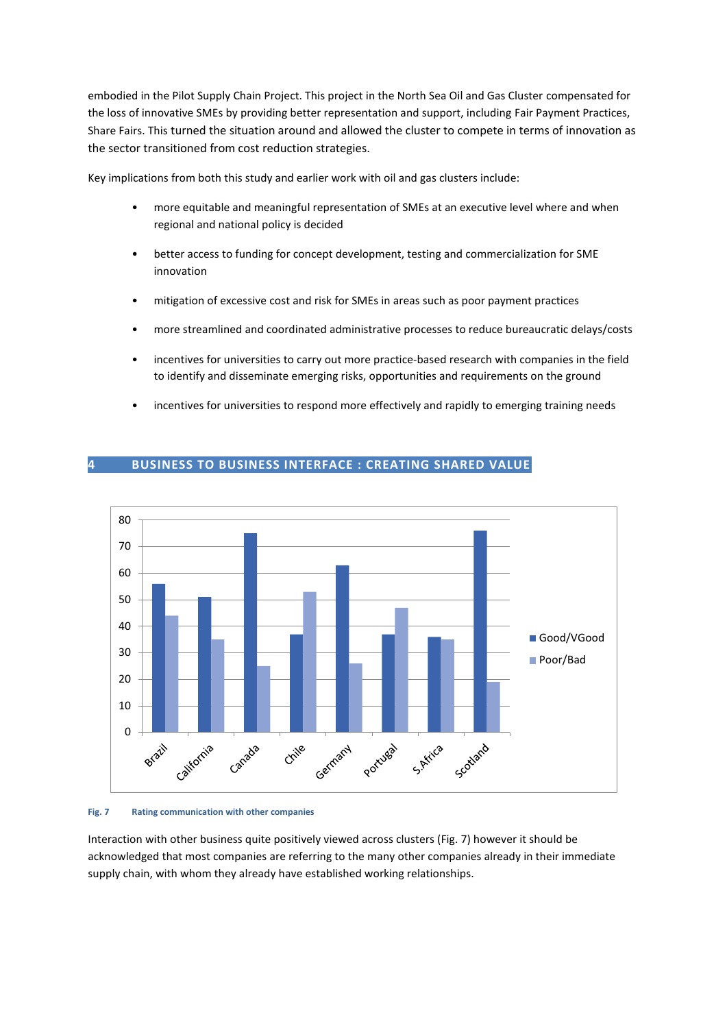embodied in the Pilot Supply Chain Project. This project in the North Sea Oil and Gas Cluster compensated for the loss of innovative SMEs by providing better representation and support, including Fair Payment Practices, Share Fairs. This turned the situation around and allowed the cluster to compete in terms of innovation as the sector transitioned from cost reduction strategies.

Key implications from both this study and earlier work with oil and gas clusters include:

- more equitable and meaningful representation of SMEs at an executive level where and when regional and national policy is decided
- better access to funding for concept development, testing and commercialization for SME innovation
- mitigation of excessive cost and risk for SMEs in areas such as poor payment practices
- more streamlined and coordinated administrative processes to reduce bureaucratic delays/costs
- incentives for universities to carry out more practice-based research with companies in the field to identify and disseminate emerging risks, opportunities and requirements on the ground
- incentives for universities to respond more effectively and rapidly to emerging training needs

## 4 BUSINESS TO BUSINESS INTERFACE : CREATING SHARED VALUE

Fig. 7 Rating communication with other companies

Interaction with other business quite positively viewed across clusters (Fig. 7) however it should be acknowledged that most companies are referring to the many other companies already in their immediate supply chain, with whom they already have established working relationships.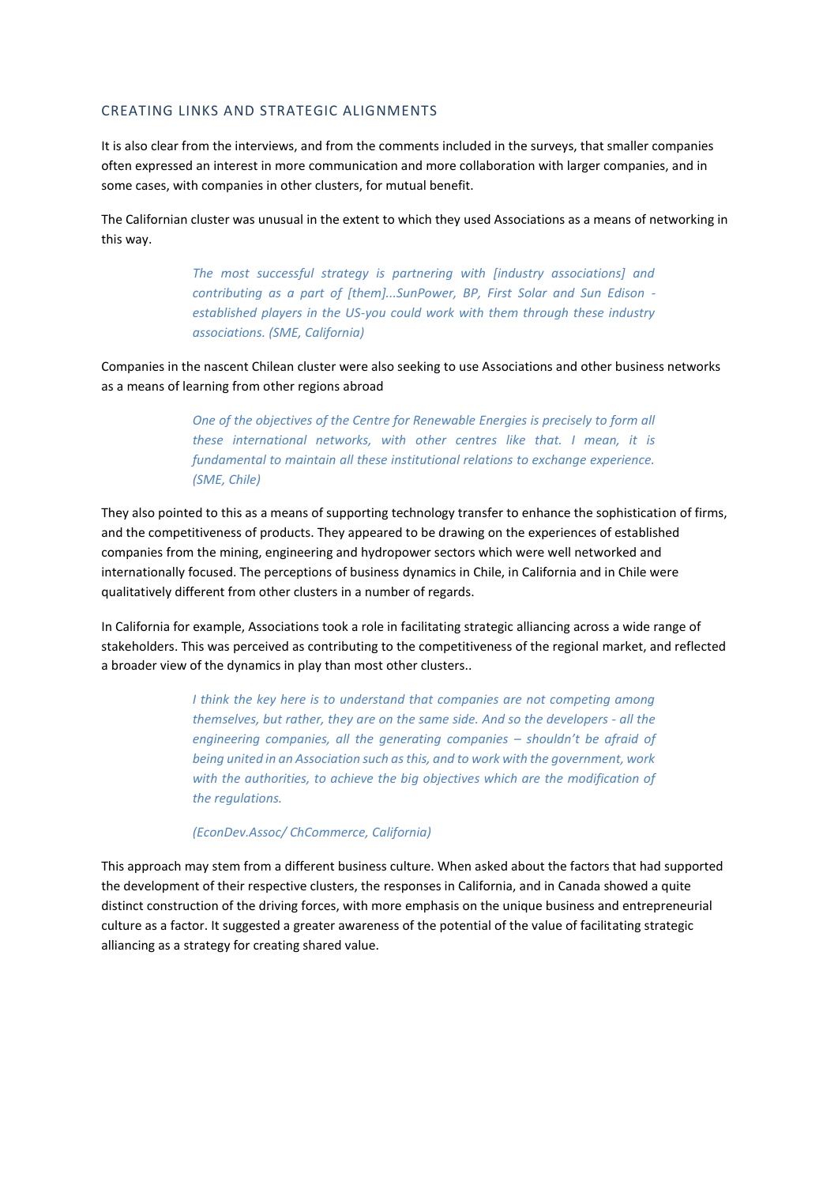## CREATING LINKS AND STRATEGIC ALIGNMENTS

It is also clear from the interviews, and from the comments included in the surveys, that smaller companies often expressed an interest in more communication and more collaboration with larger companies, and in some cases, with companies in other clusters, for mutual benefit.

The Californian cluster was unusual in the extent to which they used Associations as a means of networking in this way.

> *The most successful strategy is partnering with [industry associations] and contributing as a part of [them]...SunPower, BP, First Solar and Sun Edison - established players in the US-you could work with them through these industry associations. (SME, California)*

Companies in the nascent Chilean cluster were also seeking to use Associations and other business networks as a means of learning from other regions abroad

> *One of the objectives of the Centre for Renewable Energies is precisely to form all these international networks, with other centres like that. I mean, it is fundamental to maintain all these institutional relations to exchange experience. (SME, Chile)*

They also pointed to this as a means of supporting technology transfer to enhance the sophistication of firms, and the competitiveness of products. They appeared to be drawing on the experiences of established companies from the mining, engineering and hydropower sectors which were well networked and internationally focused. The perceptions of business dynamics in Chile, in California and in Chile were qualitatively different from other clusters in a number of regards.

In California for example, Associations took a role in facilitating strategic alliancing across a wide range of stakeholders. This was perceived as contributing to the competitiveness of the regional market, and reflected a broader view of the dynamics in play than most other clusters..

> *I think the key here is to understand that companies are not competing among themselves, but rather, they are on the same side. And so the developers - all the engineering companies, all the generating companies – shouldn't be afraid of being united in an Association such as this, and to work with the government, work with the authorities, to achieve the big objectives which are the modification of the regulations.*
>
> *(EconDev.Assoc/ ChCommerce, California)*

This approach may stem from a different business culture. When asked about the factors that had supported the development of their respective clusters, the responses in California, and in Canada showed a quite distinct construction of the driving forces, with more emphasis on the unique business and entrepreneurial culture as a factor. It suggested a greater awareness of the potential of the value of facilitating strategic alliancing as a strategy for creating shared value.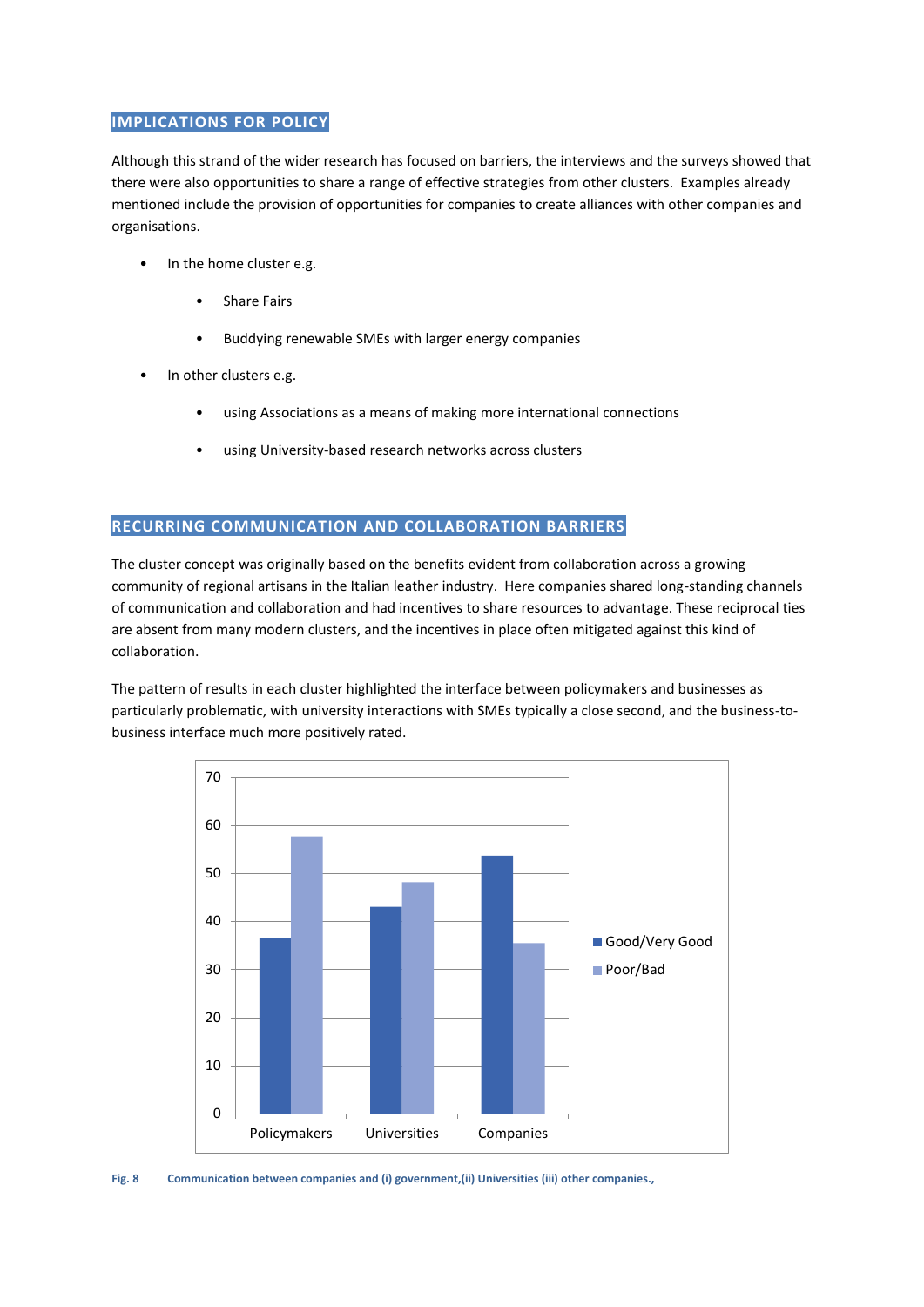## IMPLICATIONS FOR POLICY

Although this strand of the wider research has focused on barriers, the interviews and the surveys showed that there were also opportunities to share a range of effective strategies from other clusters. Examples already mentioned include the provision of opportunities for companies to create alliances with other companies and organisations.

- In the home cluster e.g.
  - Share Fairs
  - Buddying renewable SMEs with larger energy companies
- In other clusters e.g.
  - using Associations as a means of making more international connections
  - using University-based research networks across clusters

## RECURRING COMMUNICATION AND COLLABORATION BARRIERS

The cluster concept was originally based on the benefits evident from collaboration across a growing community of regional artisans in the Italian leather industry. Here companies shared long-standing channels of communication and collaboration and had incentives to share resources to advantage. These reciprocal ties are absent from many modern clusters, and the incentives in place often mitigated against this kind of collaboration.

The pattern of results in each cluster highlighted the interface between policymakers and businesses as particularly problematic, with university interactions with SMEs typically a close second, and the business-to-business interface much more positively rated.

| | Good/Very Good | Poor/Bad |
|---|---|---|
| Policymakers | 36.5 | 57.5 |
| Universities | 43 | 48 |
| Companies | 53.5 | 35.5 |

Fig. 8 Communication between companies and (i) government,(ii) Universities (iii) other companies.,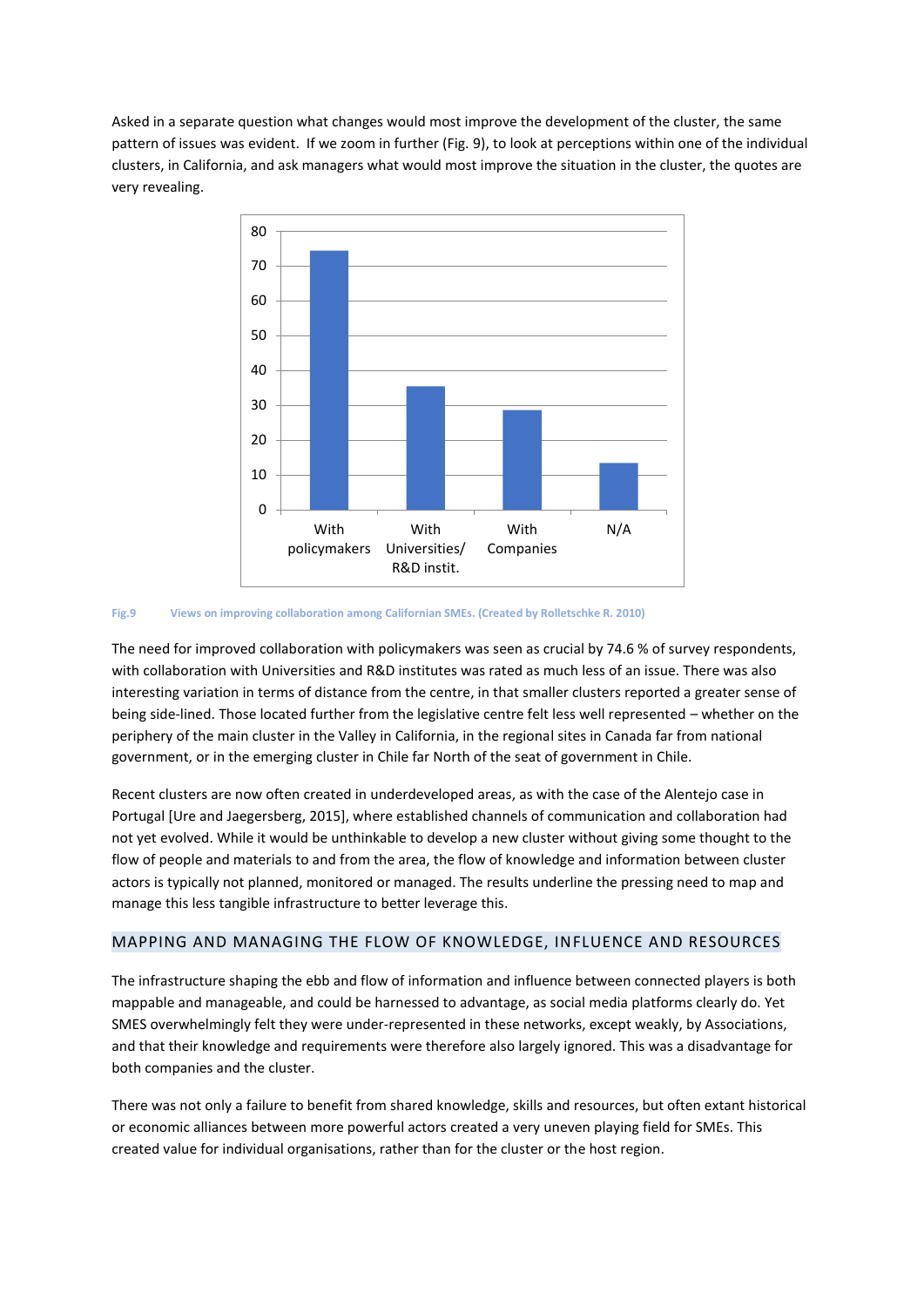Asked in a separate question what changes would most improve the development of the cluster, the same pattern of issues was evident. If we zoom in further (Fig. 9), to look at perceptions within one of the individual clusters, in California, and ask managers what would most improve the situation in the cluster, the quotes are very revealing.

Fig.9 Views on improving collaboration among Californian SMEs. (Created by Rolletschke R. 2010)

The need for improved collaboration with policymakers was seen as crucial by 74.6 % of survey respondents, with collaboration with Universities and R&D institutes was rated as much less of an issue. There was also interesting variation in terms of distance from the centre, in that smaller clusters reported a greater sense of being side-lined. Those located further from the legislative centre felt less well represented – whether on the periphery of the main cluster in the Valley in California, in the regional sites in Canada far from national government, or in the emerging cluster in Chile far North of the seat of government in Chile.

Recent clusters are now often created in underdeveloped areas, as with the case of the Alentejo case in Portugal [Ure and Jaegersberg, 2015], where established channels of communication and collaboration had not yet evolved. While it would be unthinkable to develop a new cluster without giving some thought to the flow of people and materials to and from the area, the flow of knowledge and information between cluster actors is typically not planned, monitored or managed. The results underline the pressing need to map and manage this less tangible infrastructure to better leverage this.

## MAPPING AND MANAGING THE FLOW OF KNOWLEDGE, INFLUENCE AND RESOURCES

The infrastructure shaping the ebb and flow of information and influence between connected players is both mappable and manageable, and could be harnessed to advantage, as social media platforms clearly do. Yet SMES overwhelmingly felt they were under-represented in these networks, except weakly, by Associations, and that their knowledge and requirements were therefore also largely ignored. This was a disadvantage for both companies and the cluster.

There was not only a failure to benefit from shared knowledge, skills and resources, but often extant historical or economic alliances between more powerful actors created a very uneven playing field for SMEs. This created value for individual organisations, rather than for the cluster or the host region.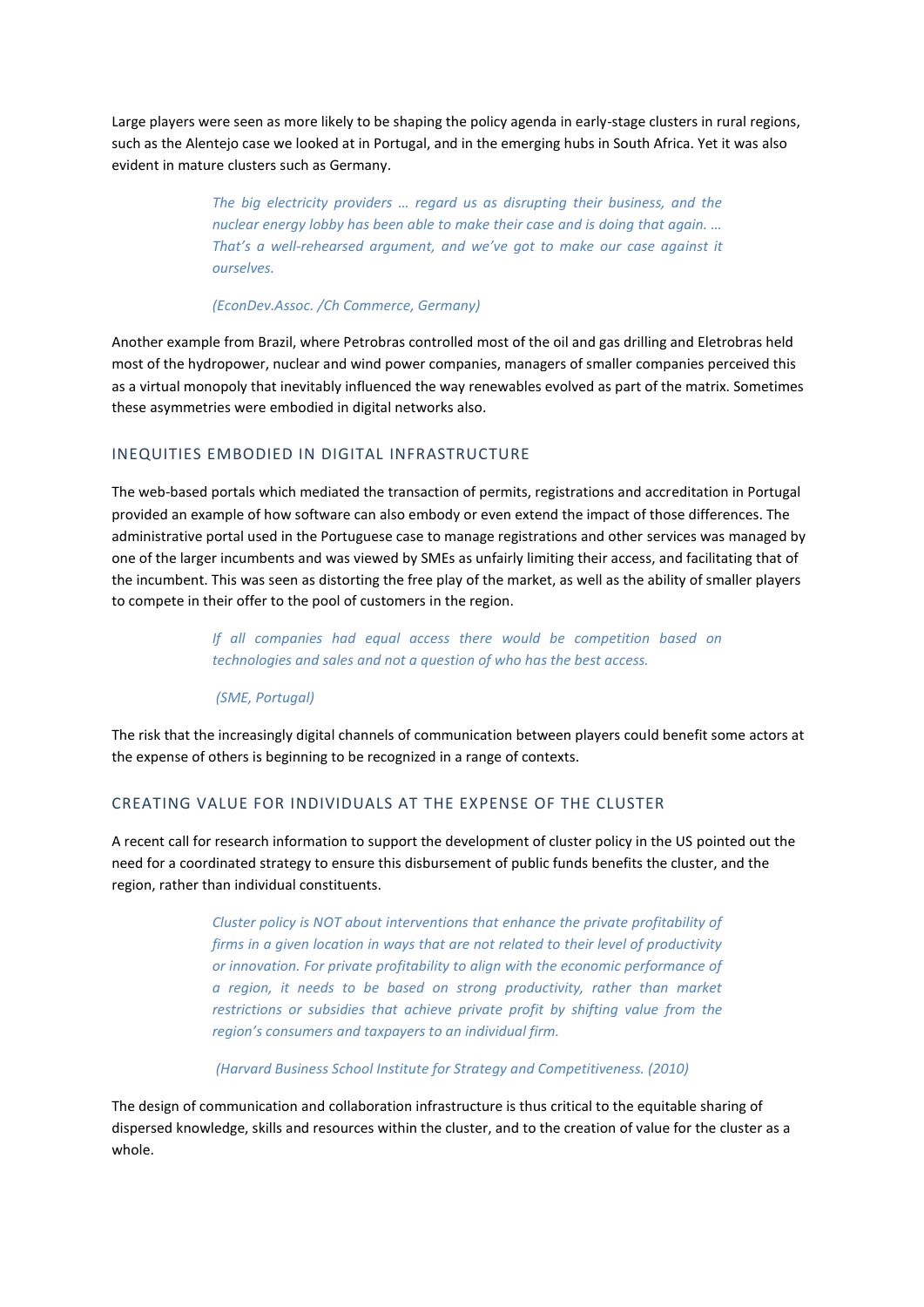Large players were seen as more likely to be shaping the policy agenda in early-stage clusters in rural regions, such as the Alentejo case we looked at in Portugal, and in the emerging hubs in South Africa. Yet it was also evident in mature clusters such as Germany.

> *The big electricity providers … regard us as disrupting their business, and the nuclear energy lobby has been able to make their case and is doing that again. … That's a well-rehearsed argument, and we've got to make our case against it ourselves.*
>
> *(EconDev.Assoc. /Ch Commerce, Germany)*

Another example from Brazil, where Petrobras controlled most of the oil and gas drilling and Eletrobras held most of the hydropower, nuclear and wind power companies, managers of smaller companies perceived this as a virtual monopoly that inevitably influenced the way renewables evolved as part of the matrix. Sometimes these asymmetries were embodied in digital networks also.

## INEQUITIES EMBODIED IN DIGITAL INFRASTRUCTURE

The web-based portals which mediated the transaction of permits, registrations and accreditation in Portugal provided an example of how software can also embody or even extend the impact of those differences. The administrative portal used in the Portuguese case to manage registrations and other services was managed by one of the larger incumbents and was viewed by SMEs as unfairly limiting their access, and facilitating that of the incumbent. This was seen as distorting the free play of the market, as well as the ability of smaller players to compete in their offer to the pool of customers in the region.

> *If all companies had equal access there would be competition based on technologies and sales and not a question of who has the best access.*
>
> *(SME, Portugal)*

The risk that the increasingly digital channels of communication between players could benefit some actors at the expense of others is beginning to be recognized in a range of contexts.

## CREATING VALUE FOR INDIVIDUALS AT THE EXPENSE OF THE CLUSTER

A recent call for research information to support the development of cluster policy in the US pointed out the need for a coordinated strategy to ensure this disbursement of public funds benefits the cluster, and the region, rather than individual constituents.

> *Cluster policy is NOT about interventions that enhance the private profitability of firms in a given location in ways that are not related to their level of productivity or innovation. For private profitability to align with the economic performance of a region, it needs to be based on strong productivity, rather than market restrictions or subsidies that achieve private profit by shifting value from the region's consumers and taxpayers to an individual firm.*
>
> *(Harvard Business School Institute for Strategy and Competitiveness. (2010)*

The design of communication and collaboration infrastructure is thus critical to the equitable sharing of dispersed knowledge, skills and resources within the cluster, and to the creation of value for the cluster as a whole.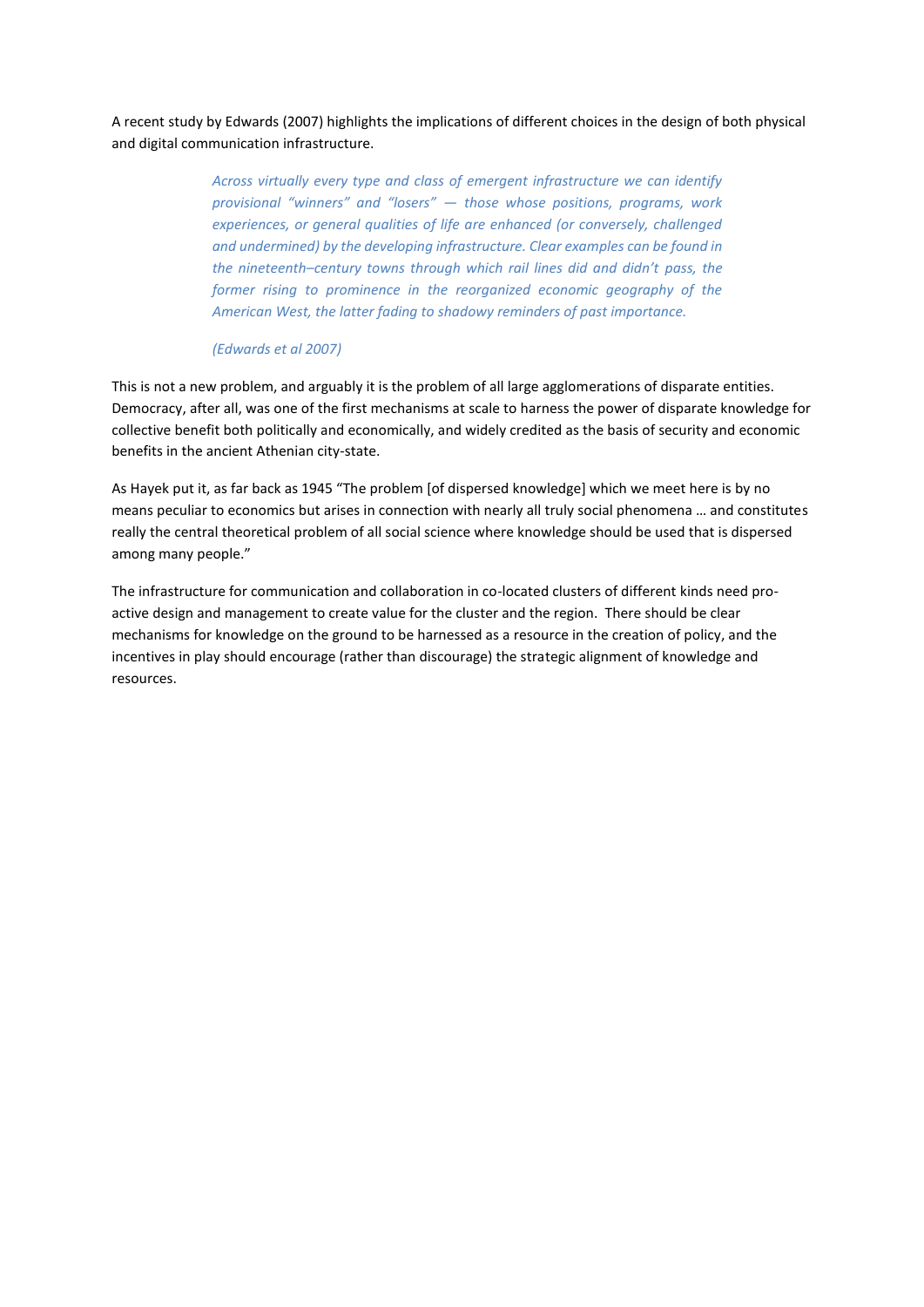A recent study by Edwards (2007) highlights the implications of different choices in the design of both physical and digital communication infrastructure.

> *Across virtually every type and class of emergent infrastructure we can identify provisional "winners" and "losers" — those whose positions, programs, work experiences, or general qualities of life are enhanced (or conversely, challenged and undermined) by the developing infrastructure. Clear examples can be found in the nineteenth–century towns through which rail lines did and didn't pass, the former rising to prominence in the reorganized economic geography of the American West, the latter fading to shadowy reminders of past importance.*
>
> *(Edwards et al 2007)*

This is not a new problem, and arguably it is the problem of all large agglomerations of disparate entities. Democracy, after all, was one of the first mechanisms at scale to harness the power of disparate knowledge for collective benefit both politically and economically, and widely credited as the basis of security and economic benefits in the ancient Athenian city-state.

As Hayek put it, as far back as 1945 "The problem [of dispersed knowledge] which we meet here is by no means peculiar to economics but arises in connection with nearly all truly social phenomena … and constitutes really the central theoretical problem of all social science where knowledge should be used that is dispersed among many people."

The infrastructure for communication and collaboration in co-located clusters of different kinds need pro-active design and management to create value for the cluster and the region. There should be clear mechanisms for knowledge on the ground to be harnessed as a resource in the creation of policy, and the incentives in play should encourage (rather than discourage) the strategic alignment of knowledge and resources.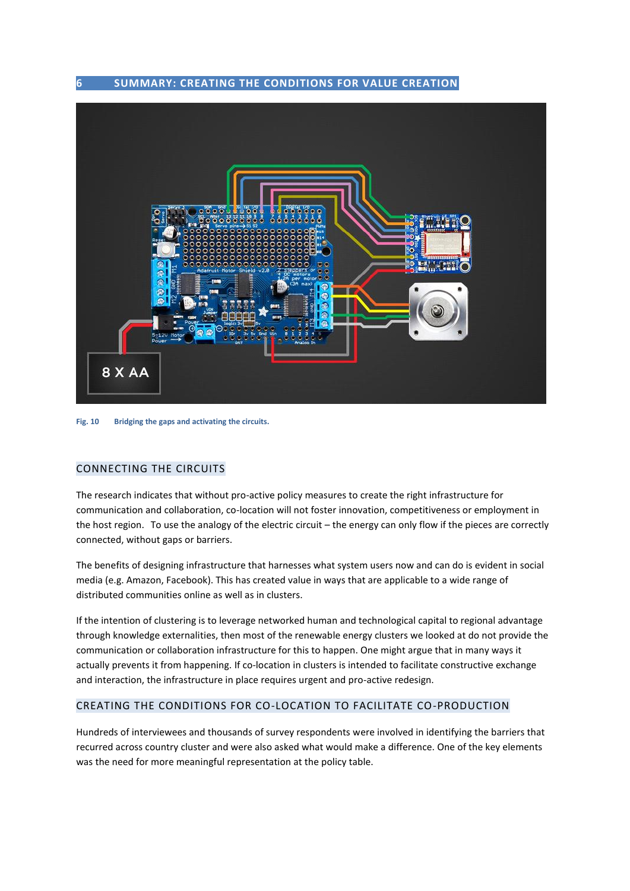# 6 SUMMARY: CREATING THE CONDITIONS FOR VALUE CREATION

Fig. 10 Bridging the gaps and activating the circuits.

## CONNECTING THE CIRCUITS

The research indicates that without pro-active policy measures to create the right infrastructure for communication and collaboration, co-location will not foster innovation, competitiveness or employment in the host region. To use the analogy of the electric circuit – the energy can only flow if the pieces are correctly connected, without gaps or barriers.

The benefits of designing infrastructure that harnesses what system users now and can do is evident in social media (e.g. Amazon, Facebook). This has created value in ways that are applicable to a wide range of distributed communities online as well as in clusters.

If the intention of clustering is to leverage networked human and technological capital to regional advantage through knowledge externalities, then most of the renewable energy clusters we looked at do not provide the communication or collaboration infrastructure for this to happen. One might argue that in many ways it actually prevents it from happening. If co-location in clusters is intended to facilitate constructive exchange and interaction, the infrastructure in place requires urgent and pro-active redesign.

## CREATING THE CONDITIONS FOR CO-LOCATION TO FACILITATE CO-PRODUCTION

Hundreds of interviewees and thousands of survey respondents were involved in identifying the barriers that recurred across country cluster and were also asked what would make a difference. One of the key elements was the need for more meaningful representation at the policy table.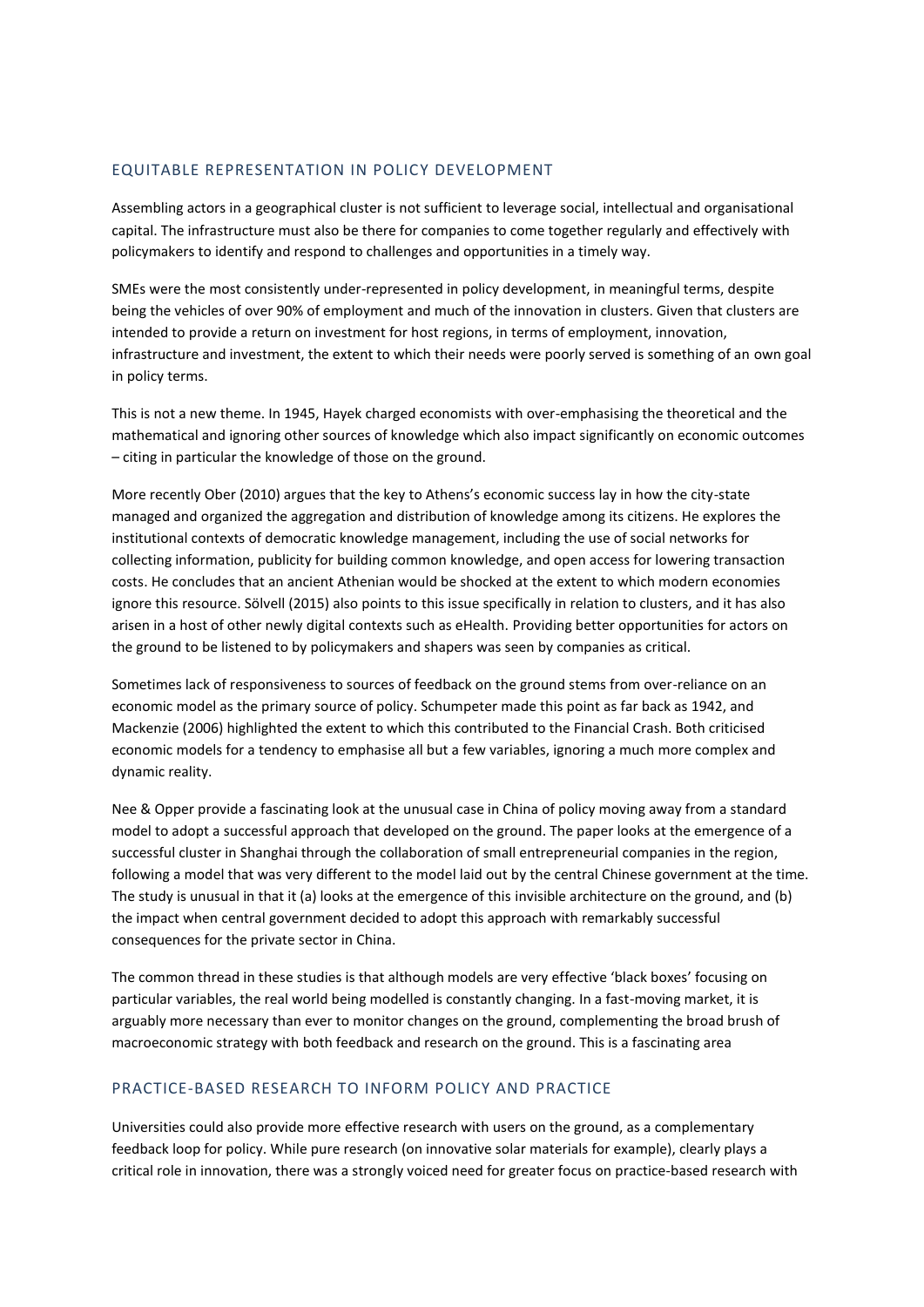## EQUITABLE REPRESENTATION IN POLICY DEVELOPMENT

Assembling actors in a geographical cluster is not sufficient to leverage social, intellectual and organisational capital. The infrastructure must also be there for companies to come together regularly and effectively with policymakers to identify and respond to challenges and opportunities in a timely way.

SMEs were the most consistently under-represented in policy development, in meaningful terms, despite being the vehicles of over 90% of employment and much of the innovation in clusters. Given that clusters are intended to provide a return on investment for host regions, in terms of employment, innovation, infrastructure and investment, the extent to which their needs were poorly served is something of an own goal in policy terms.

This is not a new theme. In 1945, Hayek charged economists with over-emphasising the theoretical and the mathematical and ignoring other sources of knowledge which also impact significantly on economic outcomes – citing in particular the knowledge of those on the ground.

More recently Ober (2010) argues that the key to Athens's economic success lay in how the city-state managed and organized the aggregation and distribution of knowledge among its citizens. He explores the institutional contexts of democratic knowledge management, including the use of social networks for collecting information, publicity for building common knowledge, and open access for lowering transaction costs. He concludes that an ancient Athenian would be shocked at the extent to which modern economies ignore this resource. Sölvell (2015) also points to this issue specifically in relation to clusters, and it has also arisen in a host of other newly digital contexts such as eHealth. Providing better opportunities for actors on the ground to be listened to by policymakers and shapers was seen by companies as critical.

Sometimes lack of responsiveness to sources of feedback on the ground stems from over-reliance on an economic model as the primary source of policy. Schumpeter made this point as far back as 1942, and Mackenzie (2006) highlighted the extent to which this contributed to the Financial Crash. Both criticised economic models for a tendency to emphasise all but a few variables, ignoring a much more complex and dynamic reality.

Nee & Opper provide a fascinating look at the unusual case in China of policy moving away from a standard model to adopt a successful approach that developed on the ground. The paper looks at the emergence of a successful cluster in Shanghai through the collaboration of small entrepreneurial companies in the region, following a model that was very different to the model laid out by the central Chinese government at the time. The study is unusual in that it (a) looks at the emergence of this invisible architecture on the ground, and (b) the impact when central government decided to adopt this approach with remarkably successful consequences for the private sector in China.

The common thread in these studies is that although models are very effective 'black boxes' focusing on particular variables, the real world being modelled is constantly changing. In a fast-moving market, it is arguably more necessary than ever to monitor changes on the ground, complementing the broad brush of macroeconomic strategy with both feedback and research on the ground. This is a fascinating area

## PRACTICE-BASED RESEARCH TO INFORM POLICY AND PRACTICE

Universities could also provide more effective research with users on the ground, as a complementary feedback loop for policy. While pure research (on innovative solar materials for example), clearly plays a critical role in innovation, there was a strongly voiced need for greater focus on practice-based research with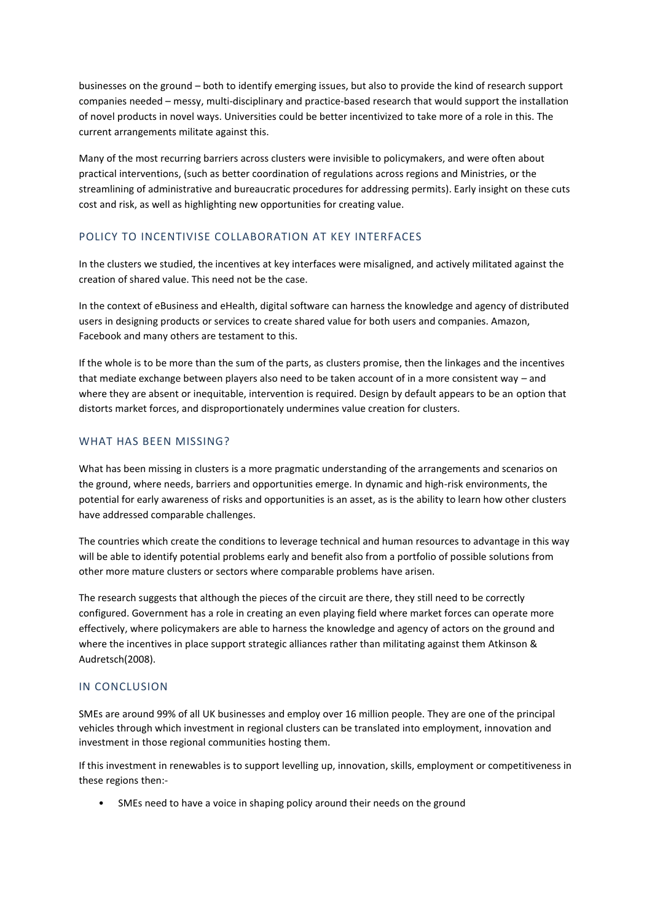businesses on the ground – both to identify emerging issues, but also to provide the kind of research support companies needed – messy, multi-disciplinary and practice-based research that would support the installation of novel products in novel ways. Universities could be better incentivized to take more of a role in this. The current arrangements militate against this.

Many of the most recurring barriers across clusters were invisible to policymakers, and were often about practical interventions, (such as better coordination of regulations across regions and Ministries, or the streamlining of administrative and bureaucratic procedures for addressing permits). Early insight on these cuts cost and risk, as well as highlighting new opportunities for creating value.

## POLICY TO INCENTIVISE COLLABORATION AT KEY INTERFACES

In the clusters we studied, the incentives at key interfaces were misaligned, and actively militated against the creation of shared value. This need not be the case.

In the context of eBusiness and eHealth, digital software can harness the knowledge and agency of distributed users in designing products or services to create shared value for both users and companies. Amazon, Facebook and many others are testament to this.

If the whole is to be more than the sum of the parts, as clusters promise, then the linkages and the incentives that mediate exchange between players also need to be taken account of in a more consistent way – and where they are absent or inequitable, intervention is required. Design by default appears to be an option that distorts market forces, and disproportionately undermines value creation for clusters.

## WHAT HAS BEEN MISSING?

What has been missing in clusters is a more pragmatic understanding of the arrangements and scenarios on the ground, where needs, barriers and opportunities emerge. In dynamic and high-risk environments, the potential for early awareness of risks and opportunities is an asset, as is the ability to learn how other clusters have addressed comparable challenges.

The countries which create the conditions to leverage technical and human resources to advantage in this way will be able to identify potential problems early and benefit also from a portfolio of possible solutions from other more mature clusters or sectors where comparable problems have arisen.

The research suggests that although the pieces of the circuit are there, they still need to be correctly configured. Government has a role in creating an even playing field where market forces can operate more effectively, where policymakers are able to harness the knowledge and agency of actors on the ground and where the incentives in place support strategic alliances rather than militating against them Atkinson & Audretsch(2008).

## IN CONCLUSION

SMEs are around 99% of all UK businesses and employ over 16 million people. They are one of the principal vehicles through which investment in regional clusters can be translated into employment, innovation and investment in those regional communities hosting them.

If this investment in renewables is to support levelling up, innovation, skills, employment or competitiveness in these regions then:-

- SMEs need to have a voice in shaping policy around their needs on the ground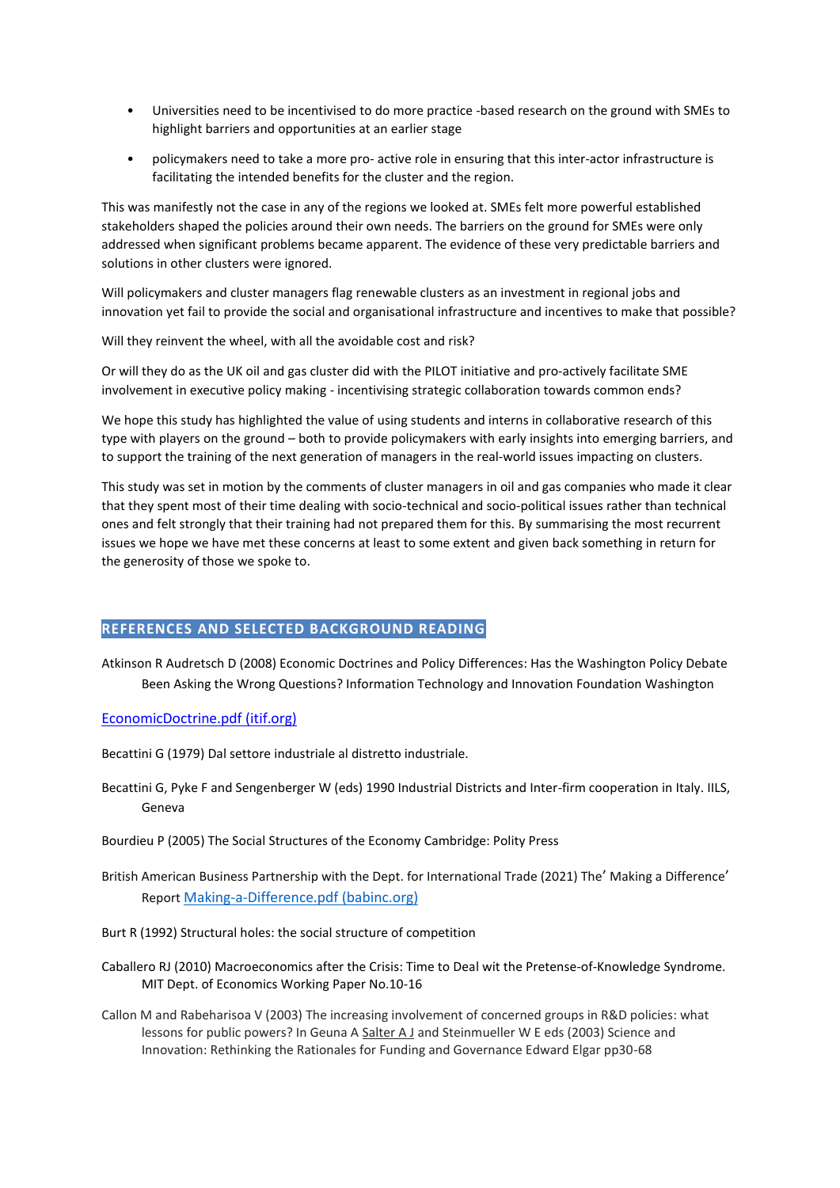- Universities need to be incentivised to do more practice -based research on the ground with SMEs to highlight barriers and opportunities at an earlier stage
- policymakers need to take a more pro- active role in ensuring that this inter-actor infrastructure is facilitating the intended benefits for the cluster and the region.

This was manifestly not the case in any of the regions we looked at. SMEs felt more powerful established stakeholders shaped the policies around their own needs. The barriers on the ground for SMEs were only addressed when significant problems became apparent. The evidence of these very predictable barriers and solutions in other clusters were ignored.

Will policymakers and cluster managers flag renewable clusters as an investment in regional jobs and innovation yet fail to provide the social and organisational infrastructure and incentives to make that possible?

Will they reinvent the wheel, with all the avoidable cost and risk?

Or will they do as the UK oil and gas cluster did with the PILOT initiative and pro-actively facilitate SME involvement in executive policy making - incentivising strategic collaboration towards common ends?

We hope this study has highlighted the value of using students and interns in collaborative research of this type with players on the ground – both to provide policymakers with early insights into emerging barriers, and to support the training of the next generation of managers in the real-world issues impacting on clusters.

This study was set in motion by the comments of cluster managers in oil and gas companies who made it clear that they spent most of their time dealing with socio-technical and socio-political issues rather than technical ones and felt strongly that their training had not prepared them for this. By summarising the most recurrent issues we hope we have met these concerns at least to some extent and given back something in return for the generosity of those we spoke to.

## REFERENCES AND SELECTED BACKGROUND READING

Atkinson R Audretsch D (2008) Economic Doctrines and Policy Differences: Has the Washington Policy Debate Been Asking the Wrong Questions? Information Technology and Innovation Foundation Washington

[EconomicDoctrine.pdf (itif.org)]

Becattini G (1979) Dal settore industriale al distretto industriale.

Becattini G, Pyke F and Sengenberger W (eds) 1990 Industrial Districts and Inter-firm cooperation in Italy. IILS, Geneva

Bourdieu P (2005) The Social Structures of the Economy Cambridge: Polity Press

British American Business Partnership with the Dept. for International Trade (2021) The' Making a Difference' Report [Making-a-Difference.pdf (babinc.org)]

Burt R (1992) Structural holes: the social structure of competition

Caballero RJ (2010) Macroeconomics after the Crisis: Time to Deal wit the Pretense-of-Knowledge Syndrome. MIT Dept. of Economics Working Paper No.10-16

Callon M and Rabeharisoa V (2003) The increasing involvement of concerned groups in R&D policies: what lessons for public powers? In Geuna A Salter A J and Steinmueller W E eds (2003) Science and Innovation: Rethinking the Rationales for Funding and Governance Edward Elgar pp30-68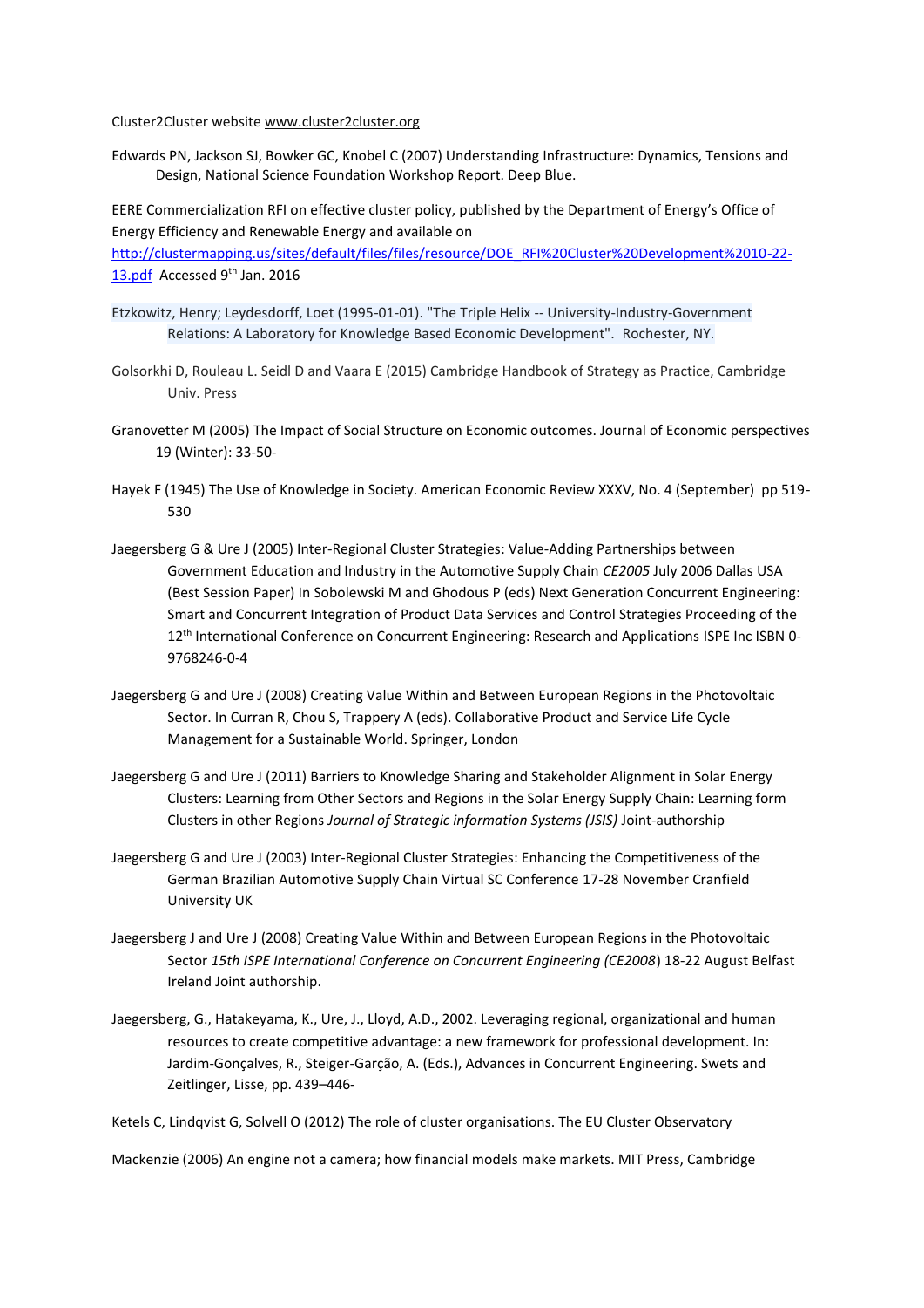Cluster2Cluster website www.cluster2cluster.org

Edwards PN, Jackson SJ, Bowker GC, Knobel C (2007) Understanding Infrastructure: Dynamics, Tensions and Design, National Science Foundation Workshop Report. Deep Blue.

EERE Commercialization RFI on effective cluster policy, published by the Department of Energy's Office of Energy Efficiency and Renewable Energy and available on http://clustermapping.us/sites/default/files/files/resource/DOE_RFI%20Cluster%20Development%2010-22-13.pdf Accessed 9th Jan. 2016

Etzkowitz, Henry; Leydesdorff, Loet (1995-01-01). "The Triple Helix -- University-Industry-Government Relations: A Laboratory for Knowledge Based Economic Development". Rochester, NY.

Golsorkhi D, Rouleau L. Seidl D and Vaara E (2015) Cambridge Handbook of Strategy as Practice, Cambridge Univ. Press

Granovetter M (2005) The Impact of Social Structure on Economic outcomes. Journal of Economic perspectives 19 (Winter): 33-50-

Hayek F (1945) The Use of Knowledge in Society. American Economic Review XXXV, No. 4 (September) pp 519-530

Jaegersberg G & Ure J (2005) Inter-Regional Cluster Strategies: Value-Adding Partnerships between Government Education and Industry in the Automotive Supply Chain *CE2005* July 2006 Dallas USA (Best Session Paper) In Sobolewski M and Ghodous P (eds) Next Generation Concurrent Engineering: Smart and Concurrent Integration of Product Data Services and Control Strategies Proceeding of the 12th International Conference on Concurrent Engineering: Research and Applications ISPE Inc ISBN 0-9768246-0-4

Jaegersberg G and Ure J (2008) Creating Value Within and Between European Regions in the Photovoltaic Sector. In Curran R, Chou S, Trappery A (eds). Collaborative Product and Service Life Cycle Management for a Sustainable World. Springer, London

Jaegersberg G and Ure J (2011) Barriers to Knowledge Sharing and Stakeholder Alignment in Solar Energy Clusters: Learning from Other Sectors and Regions in the Solar Energy Supply Chain: Learning form Clusters in other Regions *Journal of Strategic information Systems (JSIS)* Joint-authorship

Jaegersberg G and Ure J (2003) Inter-Regional Cluster Strategies: Enhancing the Competitiveness of the German Brazilian Automotive Supply Chain Virtual SC Conference 17-28 November Cranfield University UK

Jaegersberg J and Ure J (2008) Creating Value Within and Between European Regions in the Photovoltaic Sector *15th ISPE International Conference on Concurrent Engineering (CE2008)* 18-22 August Belfast Ireland Joint authorship.

Jaegersberg, G., Hatakeyama, K., Ure, J., Lloyd, A.D., 2002. Leveraging regional, organizational and human resources to create competitive advantage: a new framework for professional development. In: Jardim-Gonçalves, R., Steiger-Garção, A. (Eds.), Advances in Concurrent Engineering. Swets and Zeitlinger, Lisse, pp. 439–446-

Ketels C, Lindqvist G, Solvell O (2012) The role of cluster organisations. The EU Cluster Observatory

Mackenzie (2006) An engine not a camera; how financial models make markets. MIT Press, Cambridge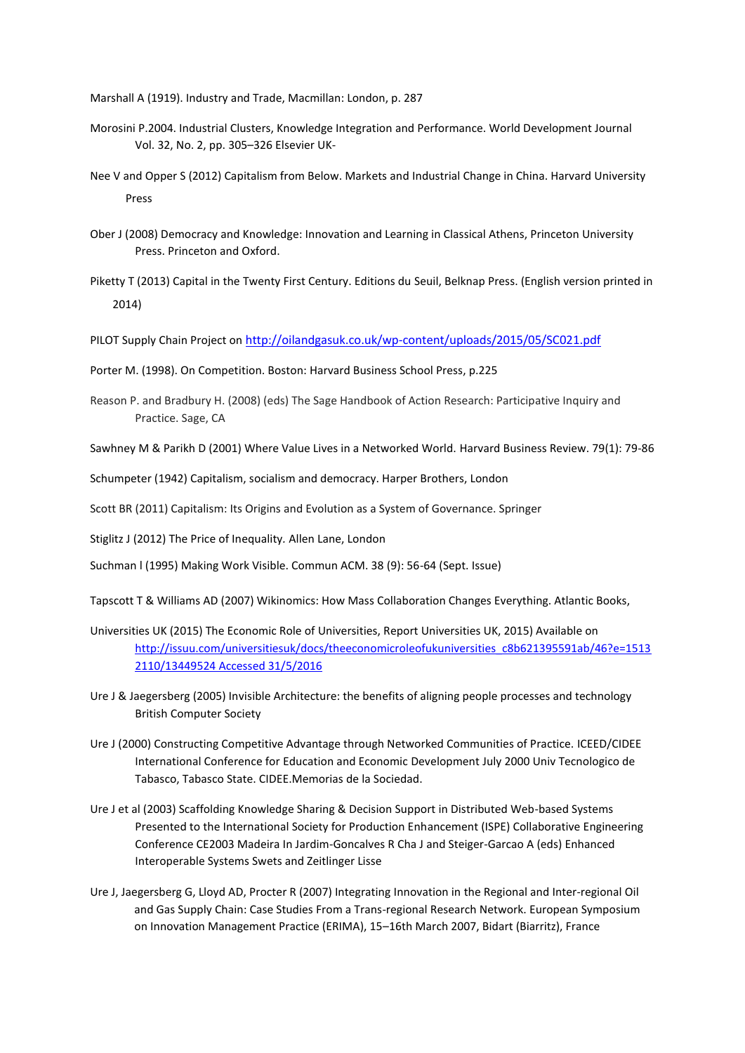Marshall A (1919). Industry and Trade, Macmillan: London, p. 287

Morosini P.2004. Industrial Clusters, Knowledge Integration and Performance. World Development Journal Vol. 32, No. 2, pp. 305–326 Elsevier UK-

Nee V and Opper S (2012) Capitalism from Below. Markets and Industrial Change in China. Harvard University Press

Ober J (2008) Democracy and Knowledge: Innovation and Learning in Classical Athens, Princeton University Press. Princeton and Oxford.

Piketty T (2013) Capital in the Twenty First Century. Editions du Seuil, Belknap Press. (English version printed in 2014)

PILOT Supply Chain Project on http://oilandgasuk.co.uk/wp-content/uploads/2015/05/SC021.pdf

Porter M. (1998). On Competition. Boston: Harvard Business School Press, p.225

Reason P. and Bradbury H. (2008) (eds) The Sage Handbook of Action Research: Participative Inquiry and Practice. Sage, CA

Sawhney M & Parikh D (2001) Where Value Lives in a Networked World. Harvard Business Review. 79(1): 79-86

Schumpeter (1942) Capitalism, socialism and democracy. Harper Brothers, London

Scott BR (2011) Capitalism: Its Origins and Evolution as a System of Governance. Springer

Stiglitz J (2012) The Price of Inequality. Allen Lane, London

Suchman l (1995) Making Work Visible. Commun ACM. 38 (9): 56-64 (Sept. Issue)

Tapscott T & Williams AD (2007) Wikinomics: How Mass Collaboration Changes Everything. Atlantic Books,

Universities UK (2015) The Economic Role of Universities, Report Universities UK, 2015) Available on http://issuu.com/universitiesuk/docs/theeconomicroleofukuniversities_c8b621395591ab/46?e=15132110/13449524 Accessed 31/5/2016

Ure J & Jaegersberg (2005) Invisible Architecture: the benefits of aligning people processes and technology British Computer Society

Ure J (2000) Constructing Competitive Advantage through Networked Communities of Practice. ICEED/CIDEE International Conference for Education and Economic Development July 2000 Univ Tecnologico de Tabasco, Tabasco State. CIDEE.Memorias de la Sociedad.

Ure J et al (2003) Scaffolding Knowledge Sharing & Decision Support in Distributed Web-based Systems Presented to the International Society for Production Enhancement (ISPE) Collaborative Engineering Conference CE2003 Madeira In Jardim-Goncalves R Cha J and Steiger-Garcao A (eds) Enhanced Interoperable Systems Swets and Zeitlinger Lisse

Ure J, Jaegersberg G, Lloyd AD, Procter R (2007) Integrating Innovation in the Regional and Inter-regional Oil and Gas Supply Chain: Case Studies From a Trans-regional Research Network. European Symposium on Innovation Management Practice (ERIMA), 15–16th March 2007, Bidart (Biarritz), France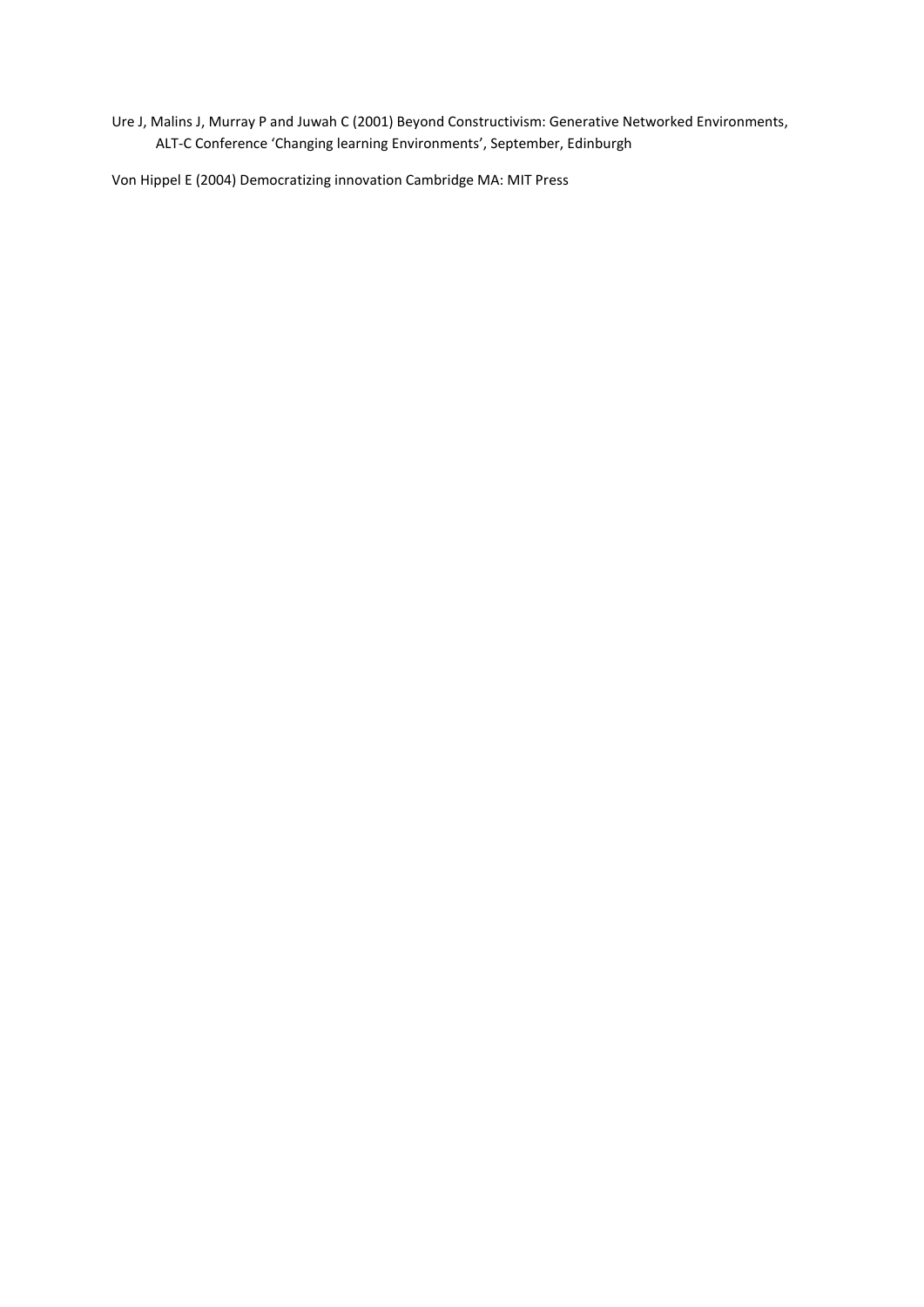Ure J, Malins J, Murray P and Juwah C (2001) Beyond Constructivism: Generative Networked Environments, ALT-C Conference 'Changing learning Environments', September, Edinburgh

Von Hippel E (2004) Democratizing innovation Cambridge MA: MIT Press